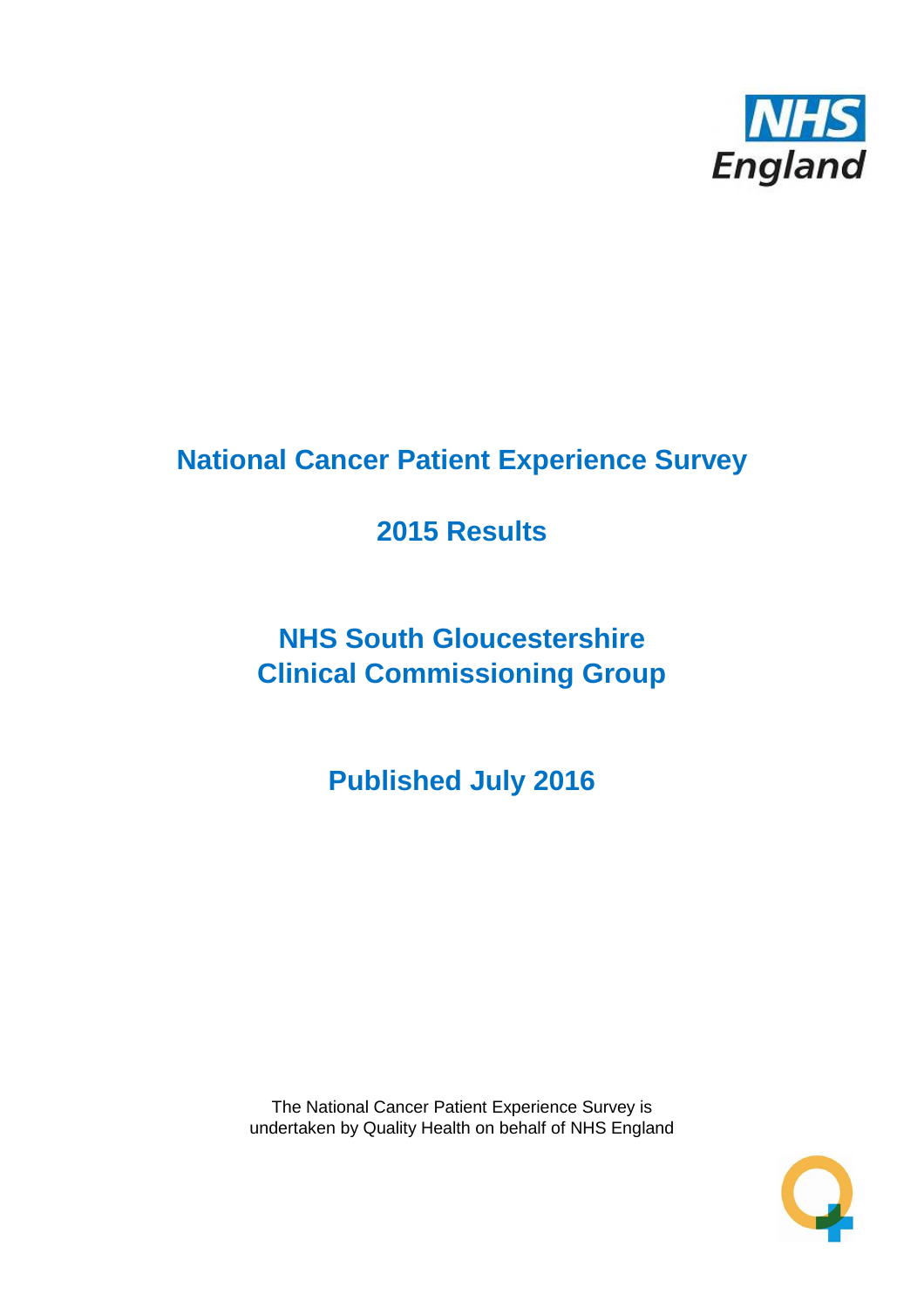# National Cancer Patient Experience Survey

## 2015 Results

## NHS South Gloucestershire Clinical Commissioning Group

## Published July 2016

The National Cancer Patient Experience Survey is undertaken by Quality Health on behalf of NHS England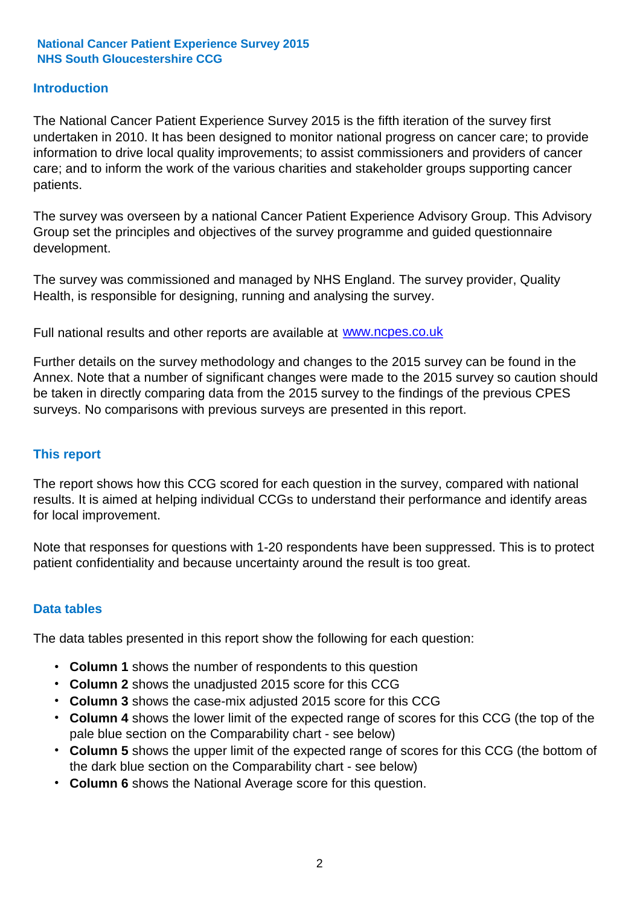**National Cancer Patient Experience Survey 2015**
**NHS South Gloucestershire CCG**

## Introduction

The National Cancer Patient Experience Survey 2015 is the fifth iteration of the survey first undertaken in 2010. It has been designed to monitor national progress on cancer care; to provide information to drive local quality improvements; to assist commissioners and providers of cancer care; and to inform the work of the various charities and stakeholder groups supporting cancer patients.

The survey was overseen by a national Cancer Patient Experience Advisory Group. This Advisory Group set the principles and objectives of the survey programme and guided questionnaire development.

The survey was commissioned and managed by NHS England. The survey provider, Quality Health, is responsible for designing, running and analysing the survey.

Full national results and other reports are available at [www.ncpes.co.uk](http://www.ncpes.co.uk)

Further details on the survey methodology and changes to the 2015 survey can be found in the Annex. Note that a number of significant changes were made to the 2015 survey so caution should be taken in directly comparing data from the 2015 survey to the findings of the previous CPES surveys. No comparisons with previous surveys are presented in this report.

## This report

The report shows how this CCG scored for each question in the survey, compared with national results. It is aimed at helping individual CCGs to understand their performance and identify areas for local improvement.

Note that responses for questions with 1-20 respondents have been suppressed. This is to protect patient confidentiality and because uncertainty around the result is too great.

## Data tables

The data tables presented in this report show the following for each question:

- **Column 1** shows the number of respondents to this question
- **Column 2** shows the unadjusted 2015 score for this CCG
- **Column 3** shows the case-mix adjusted 2015 score for this CCG
- **Column 4** shows the lower limit of the expected range of scores for this CCG (the top of the pale blue section on the Comparability chart - see below)
- **Column 5** shows the upper limit of the expected range of scores for this CCG (the bottom of the dark blue section on the Comparability chart - see below)
- **Column 6** shows the National Average score for this question.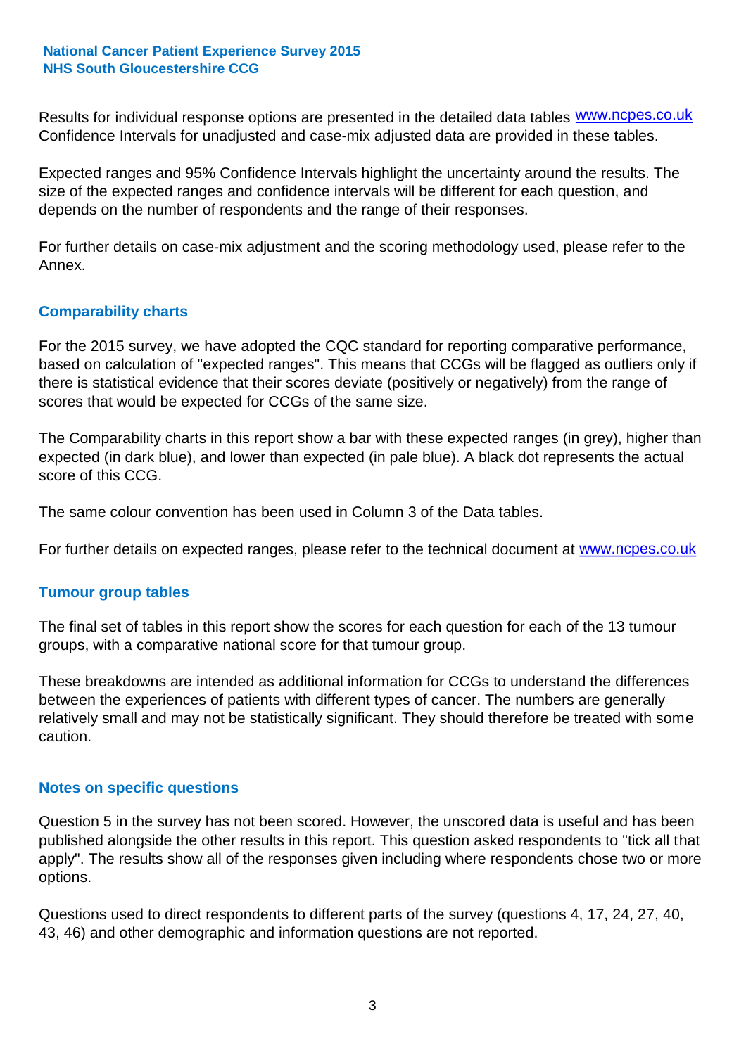Results for individual response options are presented in the detailed data tables www.ncpes.co.uk Confidence Intervals for unadjusted and case-mix adjusted data are provided in these tables.

Expected ranges and 95% Confidence Intervals highlight the uncertainty around the results. The size of the expected ranges and confidence intervals will be different for each question, and depends on the number of respondents and the range of their responses.

For further details on case-mix adjustment and the scoring methodology used, please refer to the Annex.

## Comparability charts

For the 2015 survey, we have adopted the CQC standard for reporting comparative performance, based on calculation of "expected ranges". This means that CCGs will be flagged as outliers only if there is statistical evidence that their scores deviate (positively or negatively) from the range of scores that would be expected for CCGs of the same size.

The Comparability charts in this report show a bar with these expected ranges (in grey), higher than expected (in dark blue), and lower than expected (in pale blue). A black dot represents the actual score of this CCG.

The same colour convention has been used in Column 3 of the Data tables.

For further details on expected ranges, please refer to the technical document at www.ncpes.co.uk

## Tumour group tables

The final set of tables in this report show the scores for each question for each of the 13 tumour groups, with a comparative national score for that tumour group.

These breakdowns are intended as additional information for CCGs to understand the differences between the experiences of patients with different types of cancer. The numbers are generally relatively small and may not be statistically significant. They should therefore be treated with some caution.

## Notes on specific questions

Question 5 in the survey has not been scored. However, the unscored data is useful and has been published alongside the other results in this report. This question asked respondents to "tick all that apply". The results show all of the responses given including where respondents chose two or more options.

Questions used to direct respondents to different parts of the survey (questions 4, 17, 24, 27, 40, 43, 46) and other demographic and information questions are not reported.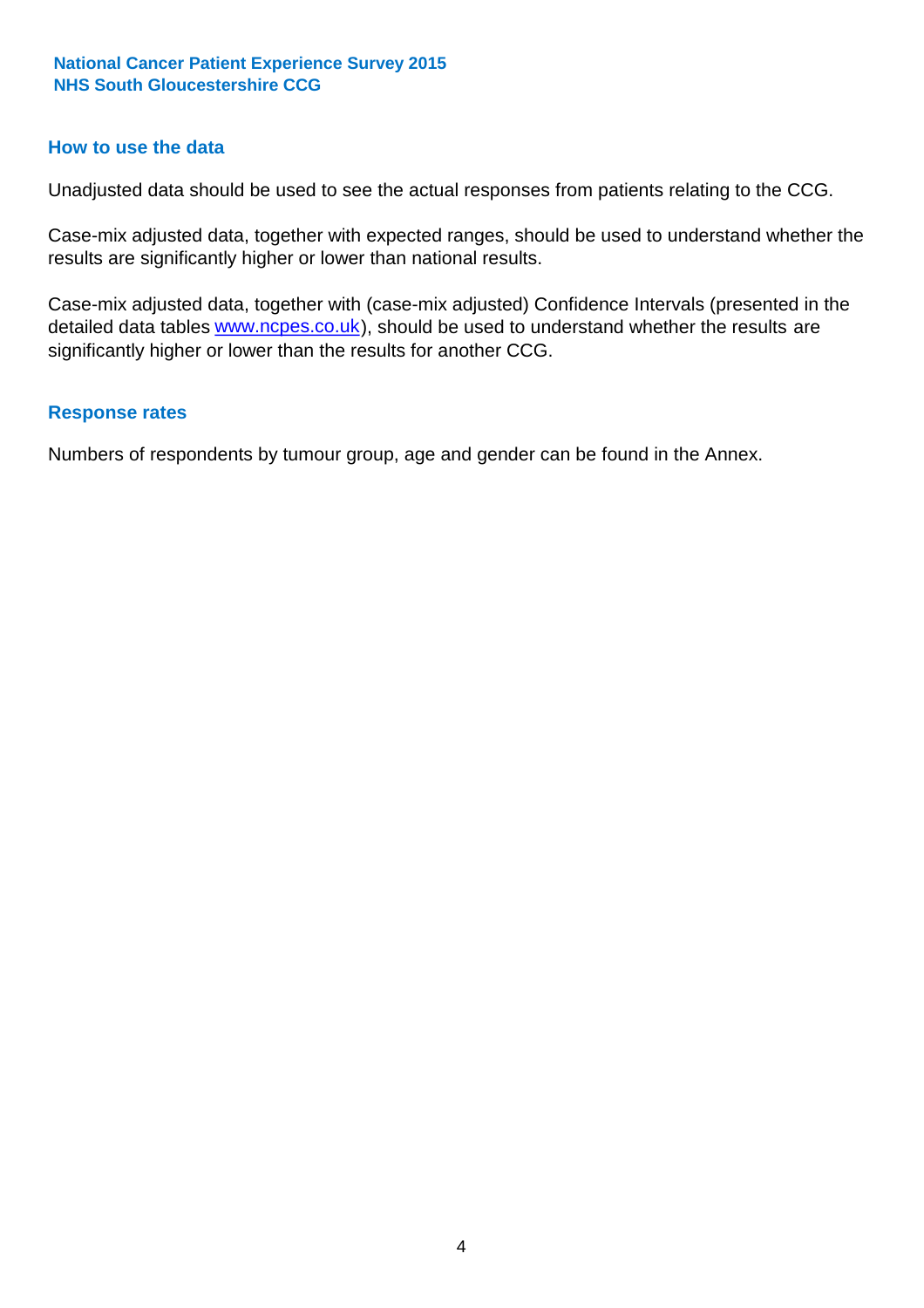## How to use the data

Unadjusted data should be used to see the actual responses from patients relating to the CCG.

Case-mix adjusted data, together with expected ranges, should be used to understand whether the results are significantly higher or lower than national results.

Case-mix adjusted data, together with (case-mix adjusted) Confidence Intervals (presented in the detailed data tables www.ncpes.co.uk), should be used to understand whether the results are significantly higher or lower than the results for another CCG.

## Response rates

Numbers of respondents by tumour group, age and gender can be found in the Annex.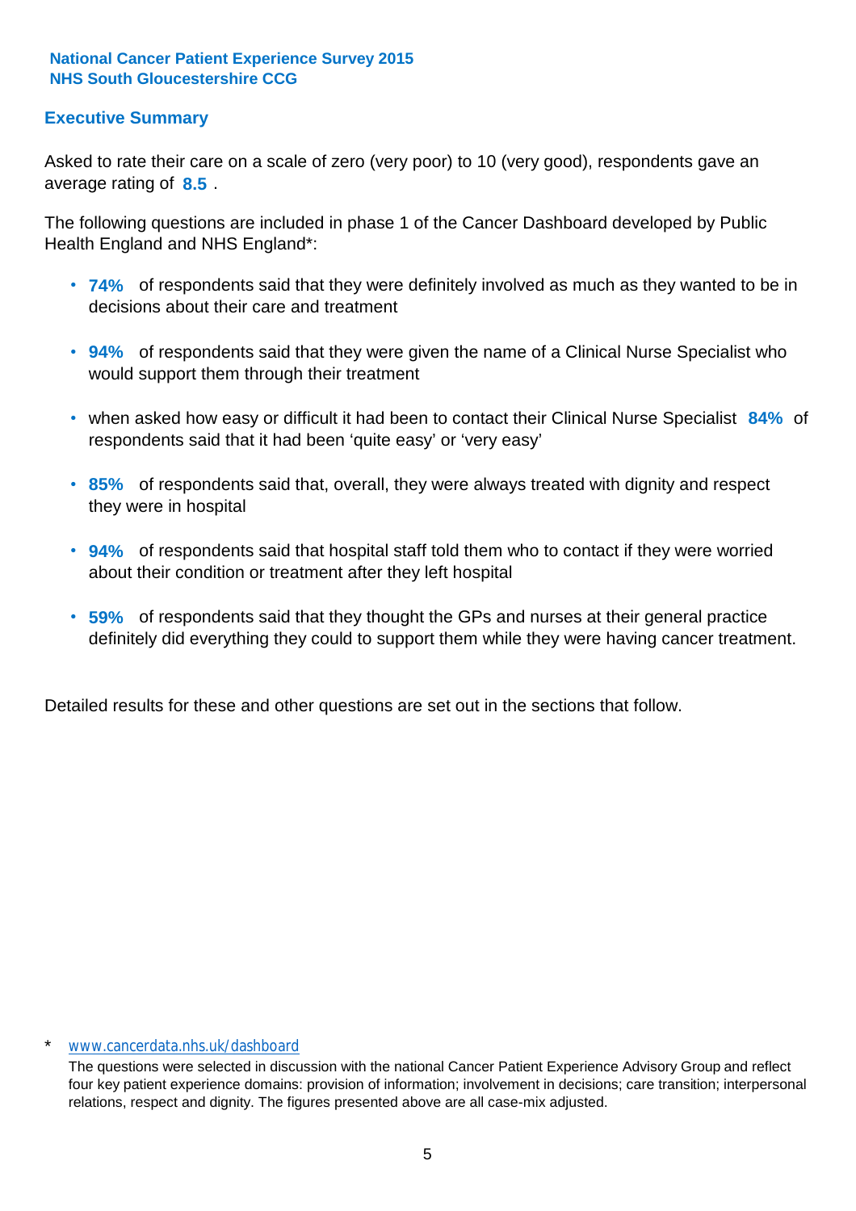**National Cancer Patient Experience Survey 2015**
**NHS South Gloucestershire CCG**

## Executive Summary

Asked to rate their care on a scale of zero (very poor) to 10 (very good), respondents gave an average rating of **8.5** .

The following questions are included in phase 1 of the Cancer Dashboard developed by Public Health England and NHS England*:

- **74%** of respondents said that they were definitely involved as much as they wanted to be in decisions about their care and treatment
- **94%** of respondents said that they were given the name of a Clinical Nurse Specialist who would support them through their treatment
- when asked how easy or difficult it had been to contact their Clinical Nurse Specialist **84%** of respondents said that it had been 'quite easy' or 'very easy'
- **85%** of respondents said that, overall, they were always treated with dignity and respect they were in hospital
- **94%** of respondents said that hospital staff told them who to contact if they were worried about their condition or treatment after they left hospital
- **59%** of respondents said that they thought the GPs and nurses at their general practice definitely did everything they could to support them while they were having cancer treatment.

Detailed results for these and other questions are set out in the sections that follow.

\* www.cancerdata.nhs.uk/dashboard

The questions were selected in discussion with the national Cancer Patient Experience Advisory Group and reflect four key patient experience domains: provision of information; involvement in decisions; care transition; interpersonal relations, respect and dignity. The figures presented above are all case-mix adjusted.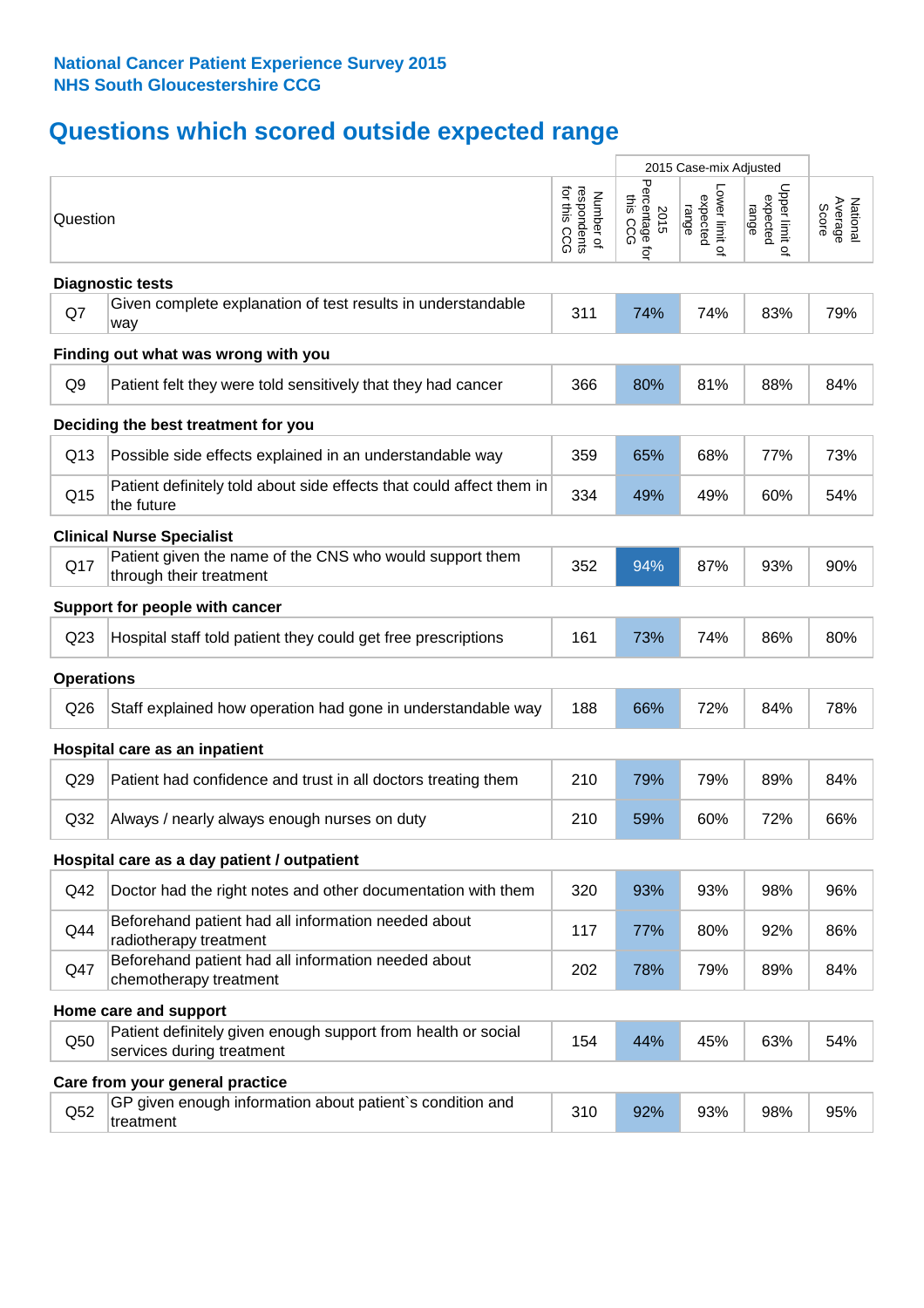**National Cancer Patient Experience Survey 2015**
**NHS South Gloucestershire CCG**

# Questions which scored outside expected range

| | Question | Number of respondents for this CCG | 2015 Case-mix Adjusted: 2015 Percentage for this CCG | 2015 Case-mix Adjusted: Lower limit of expected range | 2015 Case-mix Adjusted: Upper limit of expected range | National Average Score |
|---|---|---|---|---|---|---|
| **Diagnostic tests** | | | | | | |
| Q7 | Given complete explanation of test results in understandable way | 311 | 74% | 74% | 83% | 79% |
| **Finding out what was wrong with you** | | | | | | |
| Q9 | Patient felt they were told sensitively that they had cancer | 366 | 80% | 81% | 88% | 84% |
| **Deciding the best treatment for you** | | | | | | |
| Q13 | Possible side effects explained in an understandable way | 359 | 65% | 68% | 77% | 73% |
| Q15 | Patient definitely told about side effects that could affect them in the future | 334 | 49% | 49% | 60% | 54% |
| **Clinical Nurse Specialist** | | | | | | |
| Q17 | Patient given the name of the CNS who would support them through their treatment | 352 | 94% | 87% | 93% | 90% |
| **Support for people with cancer** | | | | | | |
| Q23 | Hospital staff told patient they could get free prescriptions | 161 | 73% | 74% | 86% | 80% |
| **Operations** | | | | | | |
| Q26 | Staff explained how operation had gone in understandable way | 188 | 66% | 72% | 84% | 78% |
| **Hospital care as an inpatient** | | | | | | |
| Q29 | Patient had confidence and trust in all doctors treating them | 210 | 79% | 79% | 89% | 84% |
| Q32 | Always / nearly always enough nurses on duty | 210 | 59% | 60% | 72% | 66% |
| **Hospital care as a day patient / outpatient** | | | | | | |
| Q42 | Doctor had the right notes and other documentation with them | 320 | 93% | 93% | 98% | 96% |
| Q44 | Beforehand patient had all information needed about radiotherapy treatment | 117 | 77% | 80% | 92% | 86% |
| Q47 | Beforehand patient had all information needed about chemotherapy treatment | 202 | 78% | 79% | 89% | 84% |
| **Home care and support** | | | | | | |
| Q50 | Patient definitely given enough support from health or social services during treatment | 154 | 44% | 45% | 63% | 54% |
| **Care from your general practice** | | | | | | |
| Q52 | GP given enough information about patient`s condition and treatment | 310 | 92% | 93% | 98% | 95% |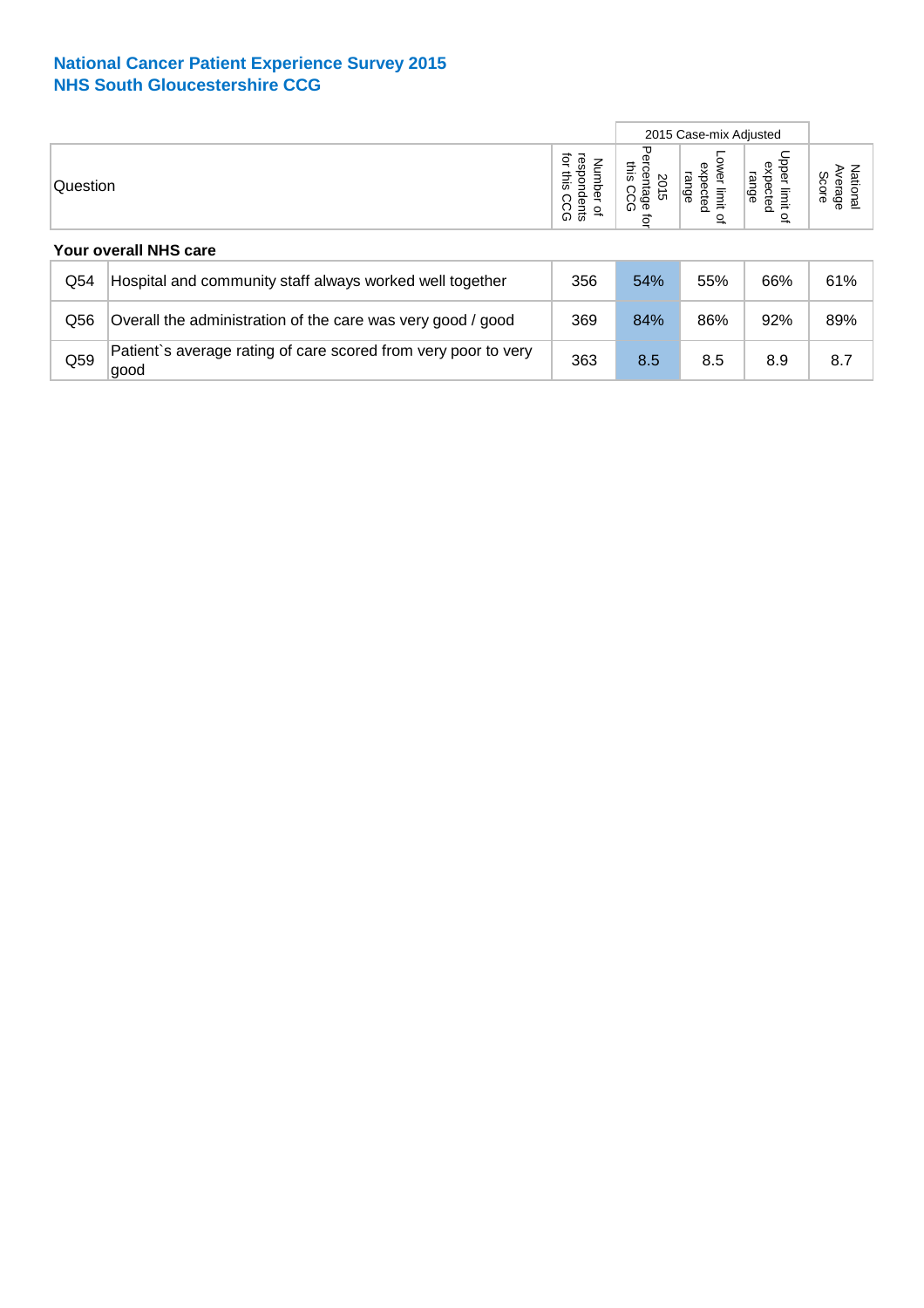## National Cancer Patient Experience Survey 2015
## NHS South Gloucestershire CCG

| | Question | Number of respondents for this CCG | 2015 Case-mix Adjusted | | | National Average Score |
|---|---|---|---|---|---|---|
| | | | 2015 Percentage for this CCG | Lower limit of expected range | Upper limit of expected range | |
| **Your overall NHS care** | | | | | | |
| Q54 | Hospital and community staff always worked well together | 356 | 54% | 55% | 66% | 61% |
| Q56 | Overall the administration of the care was very good / good | 369 | 84% | 86% | 92% | 89% |
| Q59 | Patient`s average rating of care scored from very poor to very good | 363 | 8.5 | 8.5 | 8.9 | 8.7 |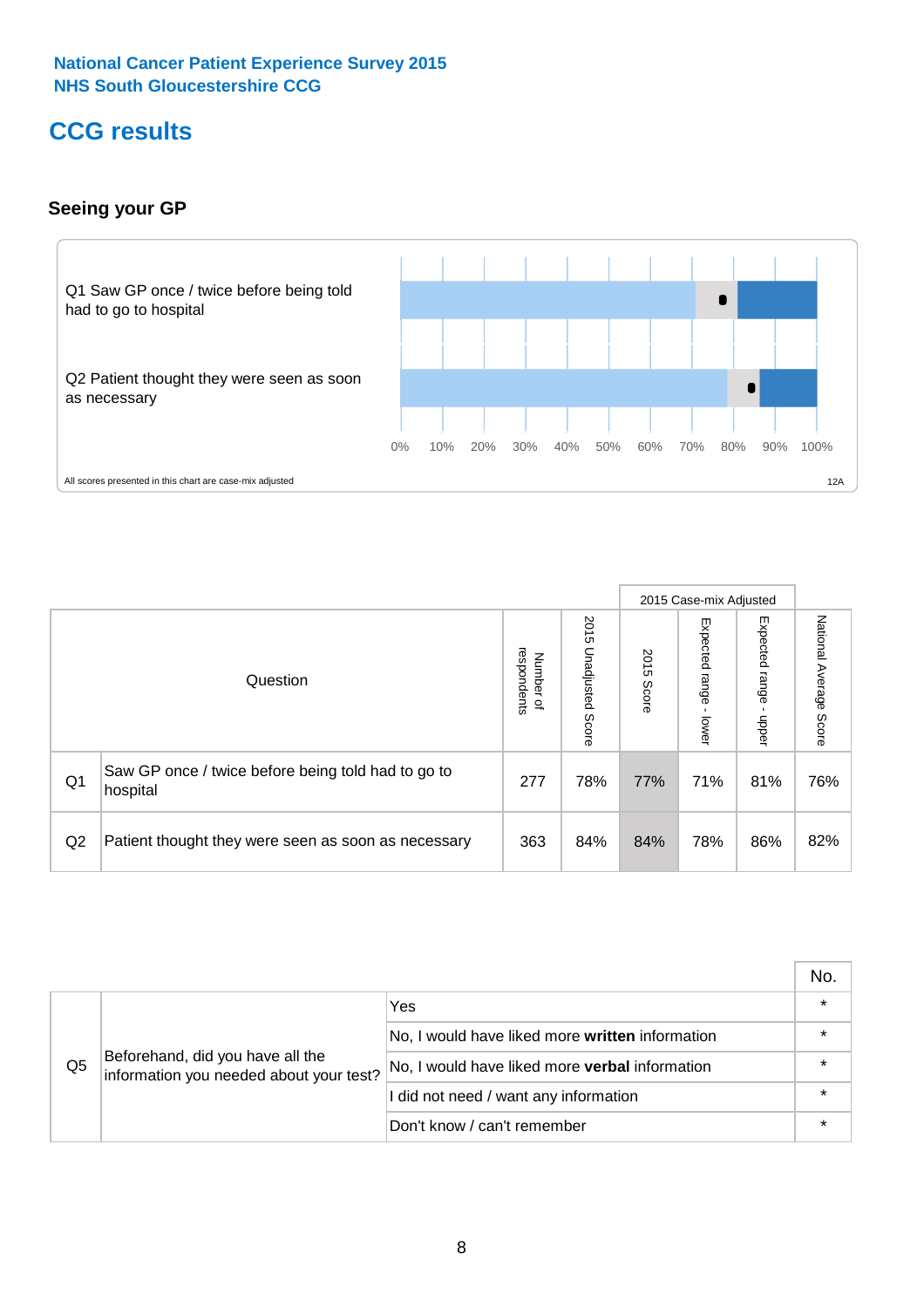National Cancer Patient Experience Survey 2015
NHS South Gloucestershire CCG

# CCG results

## Seeing your GP

Q1 Saw GP once / twice before being told had to go to hospital

Q2 Patient thought they were seen as soon as necessary

0% 10% 20% 30% 40% 50% 60% 70% 80% 90% 100%

All scores presented in this chart are case-mix adjusted

12A

| | Question | Number of respondents | 2015 Unadjusted Score | 2015 Case-mix Adjusted: 2015 Score | 2015 Case-mix Adjusted: Expected range - lower | 2015 Case-mix Adjusted: Expected range - upper | National Average Score |
|---|---|---|---|---|---|---|---|
| Q1 | Saw GP once / twice before being told had to go to hospital | 277 | 78% | 77% | 71% | 81% | 76% |
| Q2 | Patient thought they were seen as soon as necessary | 363 | 84% | 84% | 78% | 86% | 82% |

| | | | No. |
|---|---|---|---|
| Q5 | Beforehand, did you have all the information you needed about your test? | Yes | * |
| | | No, I would have liked more **written** information | * |
| | | No, I would have liked more **verbal** information | * |
| | | I did not need / want any information | * |
| | | Don't know / can't remember | * |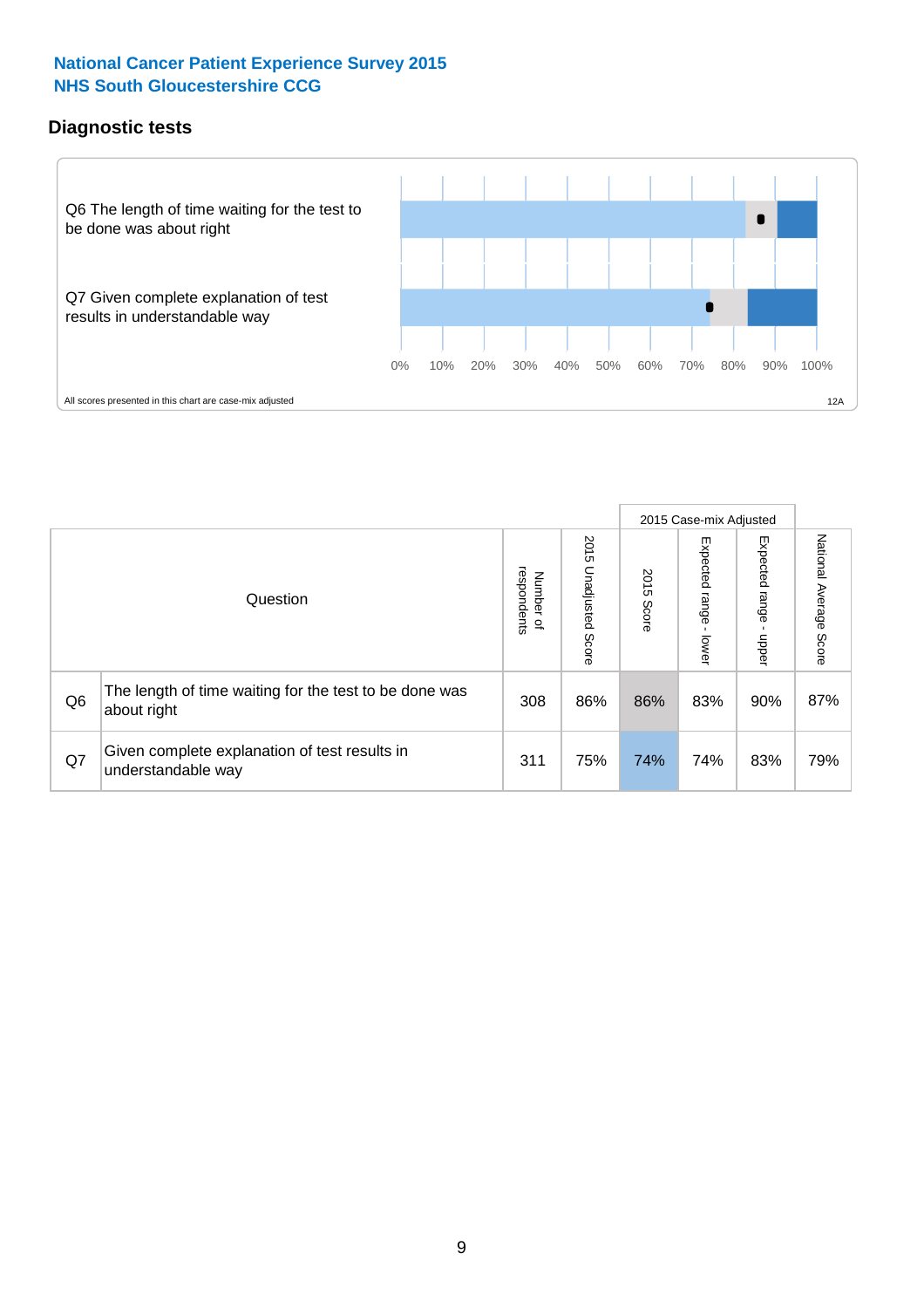National Cancer Patient Experience Survey 2015
NHS South Gloucestershire CCG

## Diagnostic tests

Q6 The length of time waiting for the test to be done was about right

Q7 Given complete explanation of test results in understandable way

0% 10% 20% 30% 40% 50% 60% 70% 80% 90% 100%

All scores presented in this chart are case-mix adjusted

12A

| Question | | Number of respondents | 2015 Unadjusted Score | 2015 Case-mix Adjusted: 2015 Score | 2015 Case-mix Adjusted: Expected range - lower | 2015 Case-mix Adjusted: Expected range - upper | National Average Score |
|---|---|---|---|---|---|---|---|
| Q6 | The length of time waiting for the test to be done was about right | 308 | 86% | 86% | 83% | 90% | 87% |
| Q7 | Given complete explanation of test results in understandable way | 311 | 75% | 74% | 74% | 83% | 79% |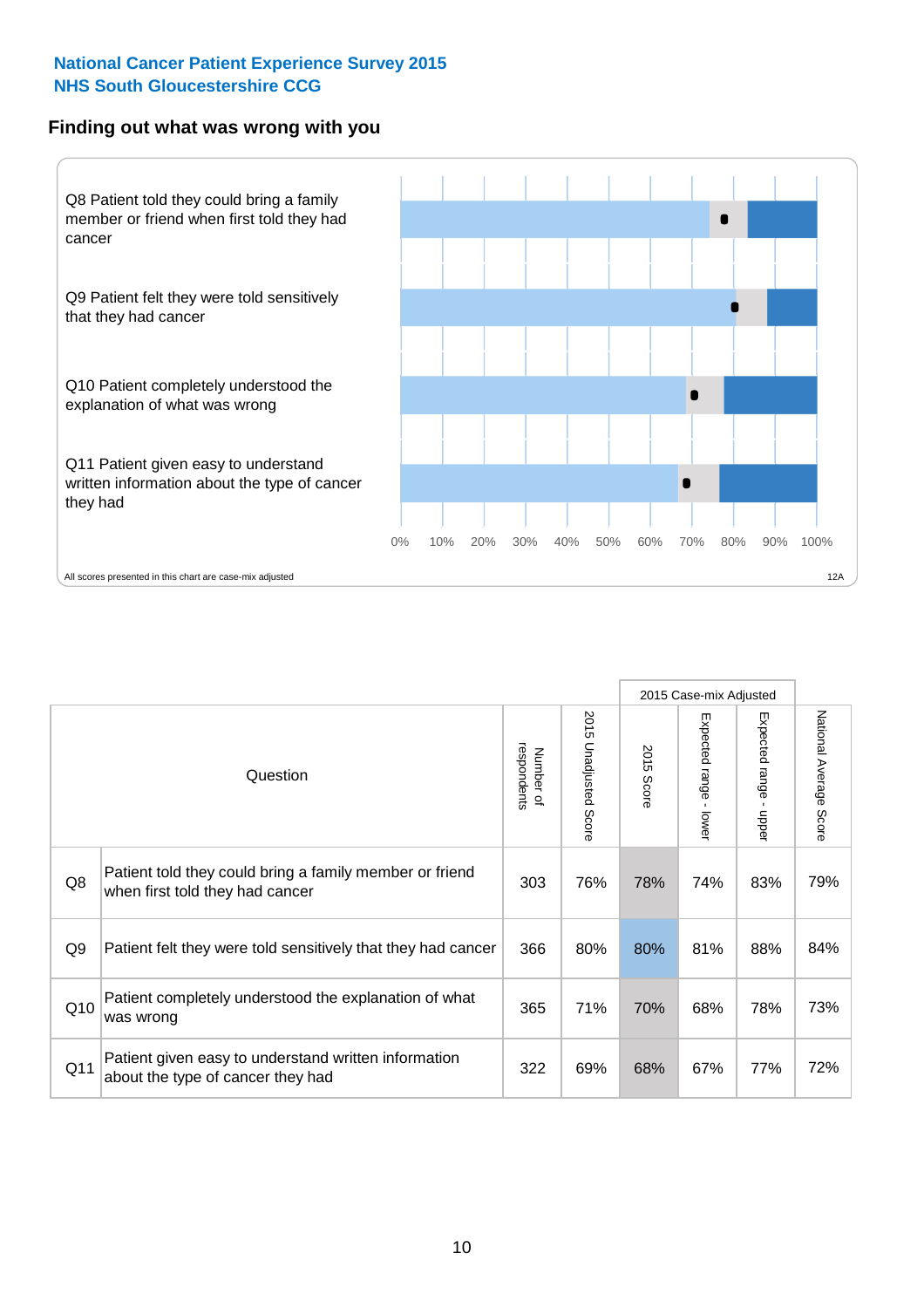National Cancer Patient Experience Survey 2015
NHS South Gloucestershire CCG

## Finding out what was wrong with you

Q8 Patient told they could bring a family member or friend when first told they had cancer

Q9 Patient felt they were told sensitively that they had cancer

Q10 Patient completely understood the explanation of what was wrong

Q11 Patient given easy to understand written information about the type of cancer they had

0% 10% 20% 30% 40% 50% 60% 70% 80% 90% 100%

All scores presented in this chart are case-mix adjusted

12A

| | Question | Number of respondents | 2015 Unadjusted Score | 2015 Case-mix Adjusted: 2015 Score | 2015 Case-mix Adjusted: Expected range - lower | 2015 Case-mix Adjusted: Expected range - upper | National Average Score |
|---|---|---|---|---|---|---|---|
| Q8 | Patient told they could bring a family member or friend when first told they had cancer | 303 | 76% | 78% | 74% | 83% | 79% |
| Q9 | Patient felt they were told sensitively that they had cancer | 366 | 80% | 80% | 81% | 88% | 84% |
| Q10 | Patient completely understood the explanation of what was wrong | 365 | 71% | 70% | 68% | 78% | 73% |
| Q11 | Patient given easy to understand written information about the type of cancer they had | 322 | 69% | 68% | 67% | 77% | 72% |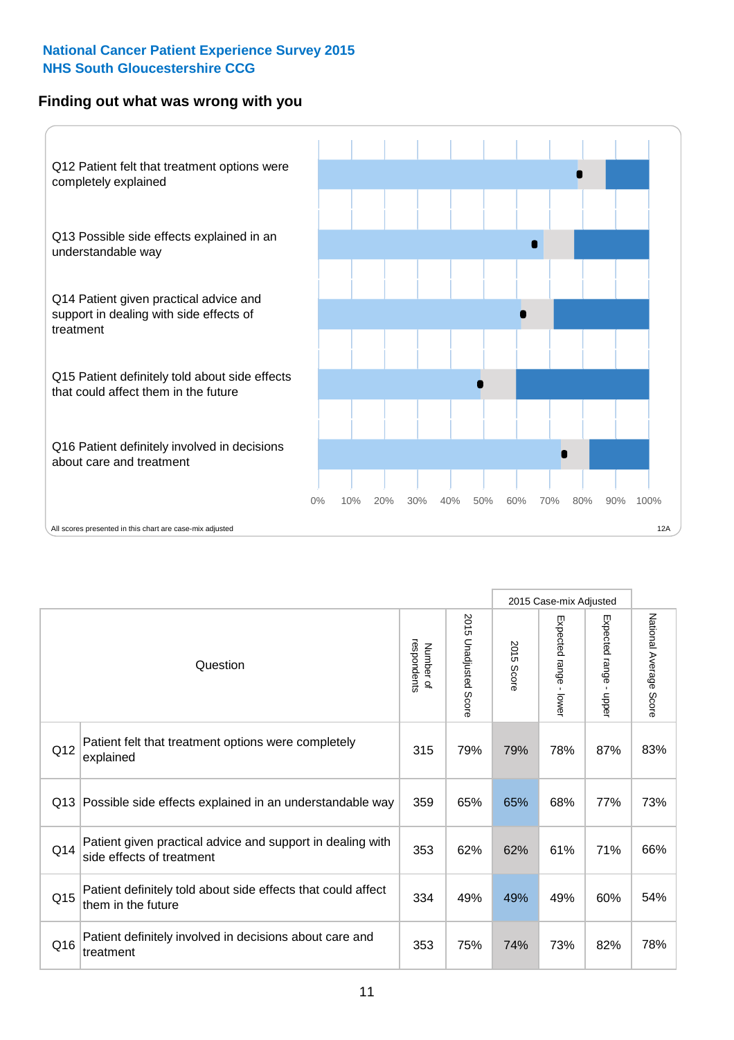# National Cancer Patient Experience Survey 2015
## NHS South Gloucestershire CCG

### Finding out what was wrong with you

Q12 Patient felt that treatment options were completely explained

Q13 Possible side effects explained in an understandable way

Q14 Patient given practical advice and support in dealing with side effects of treatment

Q15 Patient definitely told about side effects that could affect them in the future

Q16 Patient definitely involved in decisions about care and treatment

0% 10% 20% 30% 40% 50% 60% 70% 80% 90% 100%

All scores presented in this chart are case-mix adjusted

12A

| | Question | Number of respondents | 2015 Unadjusted Score | 2015 Case-mix Adjusted: 2015 Score | 2015 Case-mix Adjusted: Expected range - lower | 2015 Case-mix Adjusted: Expected range - upper | National Average Score |
|---|---|---|---|---|---|---|---|
| Q12 | Patient felt that treatment options were completely explained | 315 | 79% | 79% | 78% | 87% | 83% |
| Q13 | Possible side effects explained in an understandable way | 359 | 65% | 65% | 68% | 77% | 73% |
| Q14 | Patient given practical advice and support in dealing with side effects of treatment | 353 | 62% | 62% | 61% | 71% | 66% |
| Q15 | Patient definitely told about side effects that could affect them in the future | 334 | 49% | 49% | 49% | 60% | 54% |
| Q16 | Patient definitely involved in decisions about care and treatment | 353 | 75% | 74% | 73% | 82% | 78% |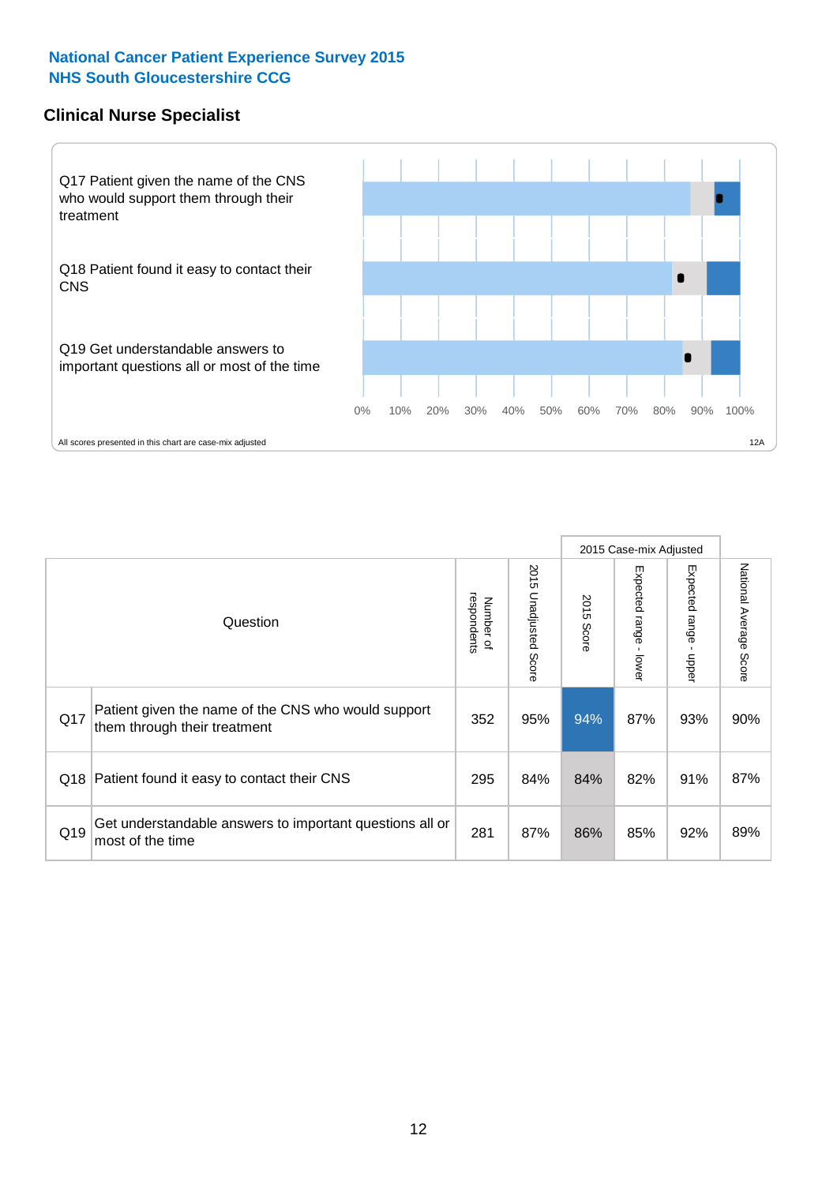National Cancer Patient Experience Survey 2015
NHS South Gloucestershire CCG

## Clinical Nurse Specialist

Q17 Patient given the name of the CNS who would support them through their treatment

Q18 Patient found it easy to contact their CNS

Q19 Get understandable answers to important questions all or most of the time

0% 10% 20% 30% 40% 50% 60% 70% 80% 90% 100%

All scores presented in this chart are case-mix adjusted

12A

| Question | | Number of respondents | 2015 Unadjusted Score | 2015 Case-mix Adjusted | | | National Average Score |
|---|---|---|---|---|---|---|---|
| | | | | 2015 Score | Expected range - lower | Expected range - upper | |
| Q17 | Patient given the name of the CNS who would support them through their treatment | 352 | 95% | 94% | 87% | 93% | 90% |
| Q18 | Patient found it easy to contact their CNS | 295 | 84% | 84% | 82% | 91% | 87% |
| Q19 | Get understandable answers to important questions all or most of the time | 281 | 87% | 86% | 85% | 92% | 89% |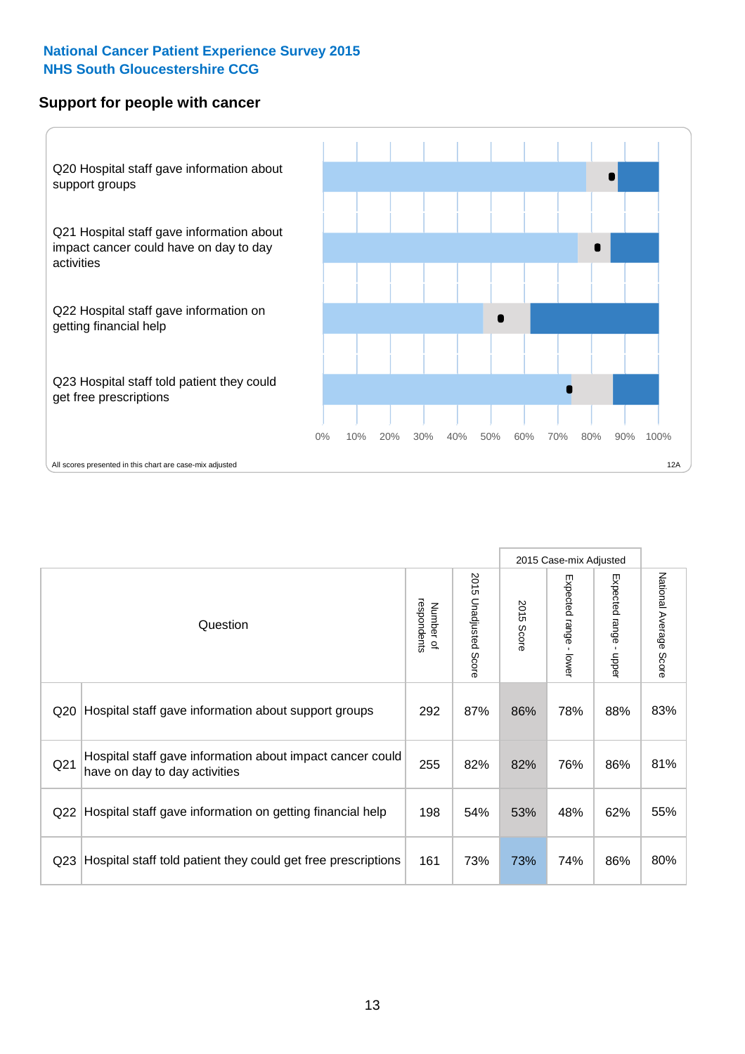**National Cancer Patient Experience Survey 2015**
**NHS South Gloucestershire CCG**

## Support for people with cancer

Q20 Hospital staff gave information about support groups

Q21 Hospital staff gave information about impact cancer could have on day to day activities

Q22 Hospital staff gave information on getting financial help

Q23 Hospital staff told patient they could get free prescriptions

0% 10% 20% 30% 40% 50% 60% 70% 80% 90% 100%

All scores presented in this chart are case-mix adjusted

12A

| | Question | Number of respondents | 2015 Unadjusted Score | 2015 Case-mix Adjusted: 2015 Score | 2015 Case-mix Adjusted: Expected range - lower | 2015 Case-mix Adjusted: Expected range - upper | National Average Score |
|---|---|---|---|---|---|---|---|
| Q20 | Hospital staff gave information about support groups | 292 | 87% | 86% | 78% | 88% | 83% |
| Q21 | Hospital staff gave information about impact cancer could have on day to day activities | 255 | 82% | 82% | 76% | 86% | 81% |
| Q22 | Hospital staff gave information on getting financial help | 198 | 54% | 53% | 48% | 62% | 55% |
| Q23 | Hospital staff told patient they could get free prescriptions | 161 | 73% | 73% | 74% | 86% | 80% |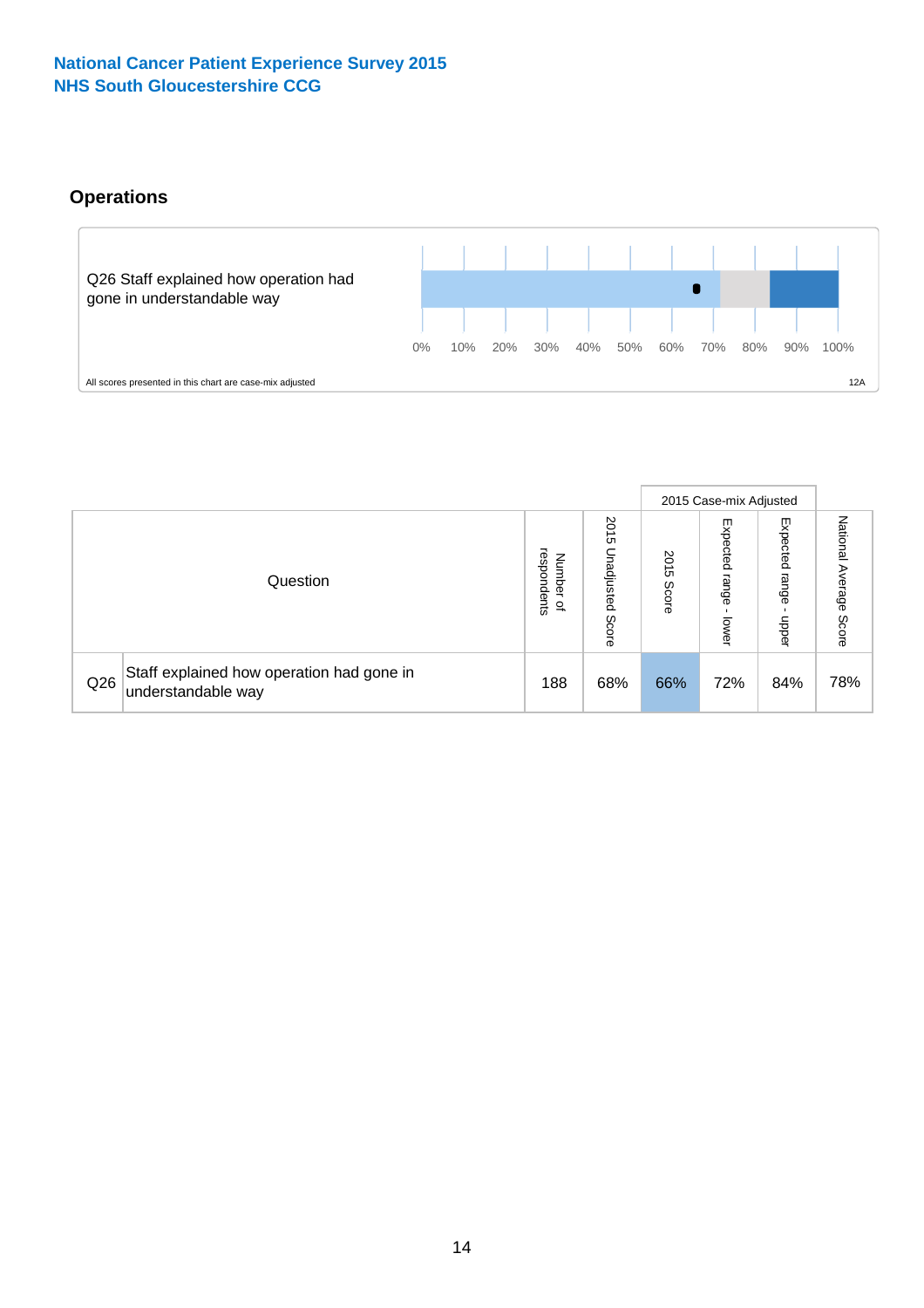**National Cancer Patient Experience Survey 2015**
**NHS South Gloucestershire CCG**

## Operations

Q26 Staff explained how operation had gone in understandable way

0% 10% 20% 30% 40% 50% 60% 70% 80% 90% 100%

All scores presented in this chart are case-mix adjusted

12A

| Question | | Number of respondents | 2015 Unadjusted Score | 2015 Case-mix Adjusted | | | National Average Score |
|---|---|---|---|---|---|---|---|
| | | | | 2015 Score | Expected range - lower | Expected range - upper | |
| Q26 | Staff explained how operation had gone in understandable way | 188 | 68% | 66% | 72% | 84% | 78% |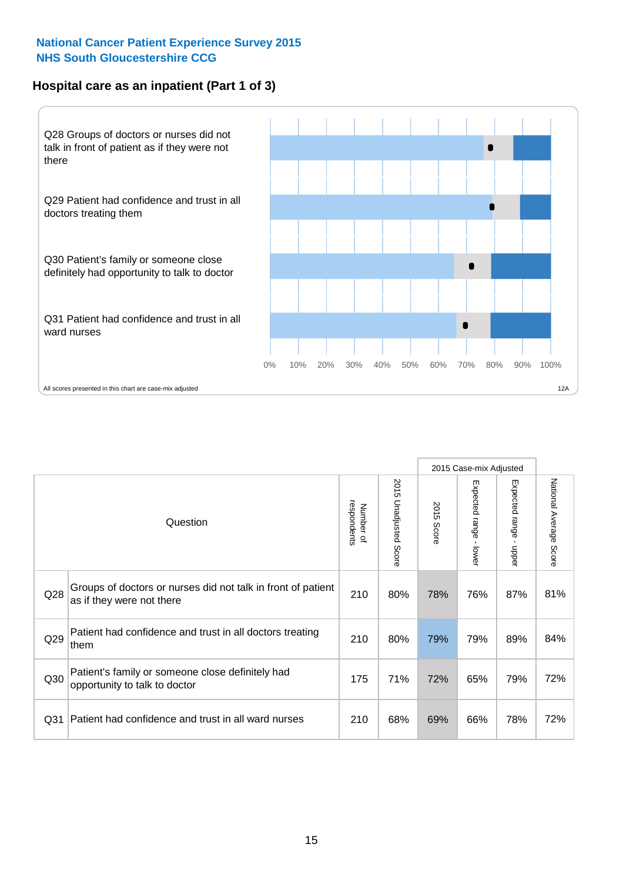National Cancer Patient Experience Survey 2015
NHS South Gloucestershire CCG

## Hospital care as an inpatient (Part 1 of 3)

Q28 Groups of doctors or nurses did not talk in front of patient as if they were not there

Q29 Patient had confidence and trust in all doctors treating them

Q30 Patient's family or someone close definitely had opportunity to talk to doctor

Q31 Patient had confidence and trust in all ward nurses

0% 10% 20% 30% 40% 50% 60% 70% 80% 90% 100%

All scores presented in this chart are case-mix adjusted

12A

| Question | | Number of respondents | 2015 Unadjusted Score | 2015 Case-mix Adjusted: 2015 Score | 2015 Case-mix Adjusted: Expected range - lower | 2015 Case-mix Adjusted: Expected range - upper | National Average Score |
|---|---|---|---|---|---|---|---|
| Q28 | Groups of doctors or nurses did not talk in front of patient as if they were not there | 210 | 80% | 78% | 76% | 87% | 81% |
| Q29 | Patient had confidence and trust in all doctors treating them | 210 | 80% | 79% | 79% | 89% | 84% |
| Q30 | Patient's family or someone close definitely had opportunity to talk to doctor | 175 | 71% | 72% | 65% | 79% | 72% |
| Q31 | Patient had confidence and trust in all ward nurses | 210 | 68% | 69% | 66% | 78% | 72% |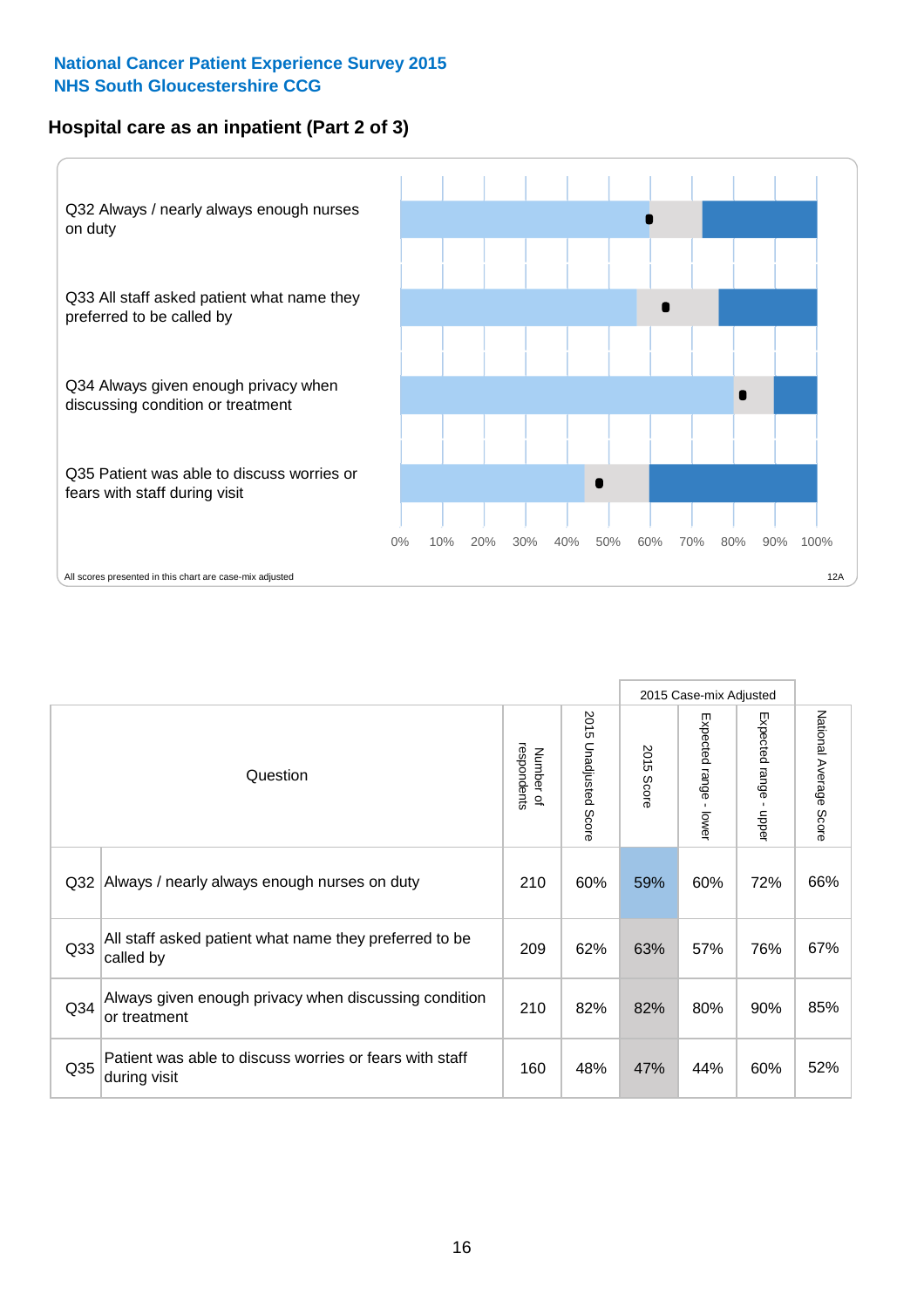National Cancer Patient Experience Survey 2015
NHS South Gloucestershire CCG

## Hospital care as an inpatient (Part 2 of 3)

Q32 Always / nearly always enough nurses on duty

Q33 All staff asked patient what name they preferred to be called by

Q34 Always given enough privacy when discussing condition or treatment

Q35 Patient was able to discuss worries or fears with staff during visit

0% 10% 20% 30% 40% 50% 60% 70% 80% 90% 100%

All scores presented in this chart are case-mix adjusted

12A

| Question | | Number of respondents | 2015 Unadjusted Score | 2015 Case-mix Adjusted | | | National Average Score |
|---|---|---|---|---|---|---|---|
| | | | | 2015 Score | Expected range - lower | Expected range - upper | |
| Q32 | Always / nearly always enough nurses on duty | 210 | 60% | 59% | 60% | 72% | 66% |
| Q33 | All staff asked patient what name they preferred to be called by | 209 | 62% | 63% | 57% | 76% | 67% |
| Q34 | Always given enough privacy when discussing condition or treatment | 210 | 82% | 82% | 80% | 90% | 85% |
| Q35 | Patient was able to discuss worries or fears with staff during visit | 160 | 48% | 47% | 44% | 60% | 52% |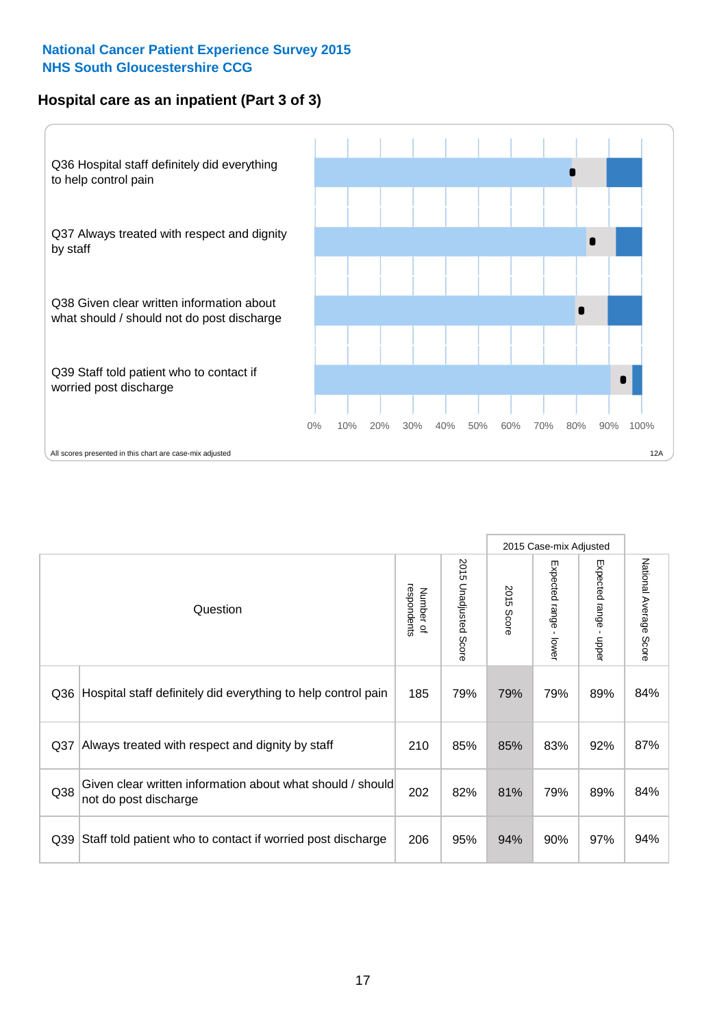National Cancer Patient Experience Survey 2015
NHS South Gloucestershire CCG

## Hospital care as an inpatient (Part 3 of 3)

Q36 Hospital staff definitely did everything to help control pain

Q37 Always treated with respect and dignity by staff

Q38 Given clear written information about what should / should not do post discharge

Q39 Staff told patient who to contact if worried post discharge

0% 10% 20% 30% 40% 50% 60% 70% 80% 90% 100%

All scores presented in this chart are case-mix adjusted

12A

| Question | | Number of respondents | 2015 Unadjusted Score | 2015 Case-mix Adjusted: 2015 Score | 2015 Case-mix Adjusted: Expected range - lower | 2015 Case-mix Adjusted: Expected range - upper | National Average Score |
|---|---|---|---|---|---|---|---|
| Q36 | Hospital staff definitely did everything to help control pain | 185 | 79% | 79% | 79% | 89% | 84% |
| Q37 | Always treated with respect and dignity by staff | 210 | 85% | 85% | 83% | 92% | 87% |
| Q38 | Given clear written information about what should / should not do post discharge | 202 | 82% | 81% | 79% | 89% | 84% |
| Q39 | Staff told patient who to contact if worried post discharge | 206 | 95% | 94% | 90% | 97% | 94% |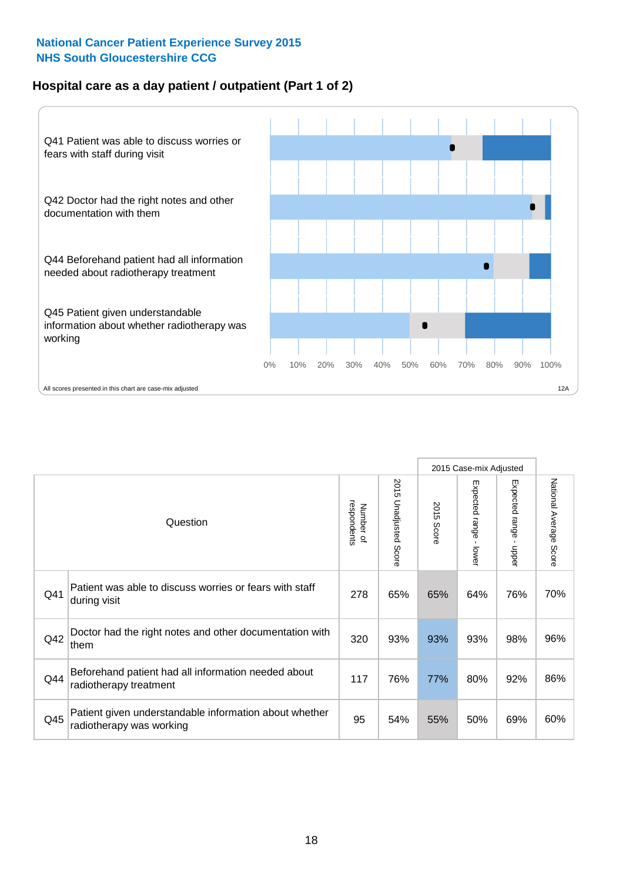National Cancer Patient Experience Survey 2015
NHS South Gloucestershire CCG

## Hospital care as a day patient / outpatient (Part 1 of 2)

Q41 Patient was able to discuss worries or fears with staff during visit

Q42 Doctor had the right notes and other documentation with them

Q44 Beforehand patient had all information needed about radiotherapy treatment

Q45 Patient given understandable information about whether radiotherapy was working

0% 10% 20% 30% 40% 50% 60% 70% 80% 90% 100%

All scores presented in this chart are case-mix adjusted

12A

| | Question | Number of respondents | 2015 Unadjusted Score | 2015 Case-mix Adjusted: 2015 Score | 2015 Case-mix Adjusted: Expected range - lower | 2015 Case-mix Adjusted: Expected range - upper | National Average Score |
|---|---|---|---|---|---|---|---|
| Q41 | Patient was able to discuss worries or fears with staff during visit | 278 | 65% | 65% | 64% | 76% | 70% |
| Q42 | Doctor had the right notes and other documentation with them | 320 | 93% | 93% | 93% | 98% | 96% |
| Q44 | Beforehand patient had all information needed about radiotherapy treatment | 117 | 76% | 77% | 80% | 92% | 86% |
| Q45 | Patient given understandable information about whether radiotherapy was working | 95 | 54% | 55% | 50% | 69% | 60% |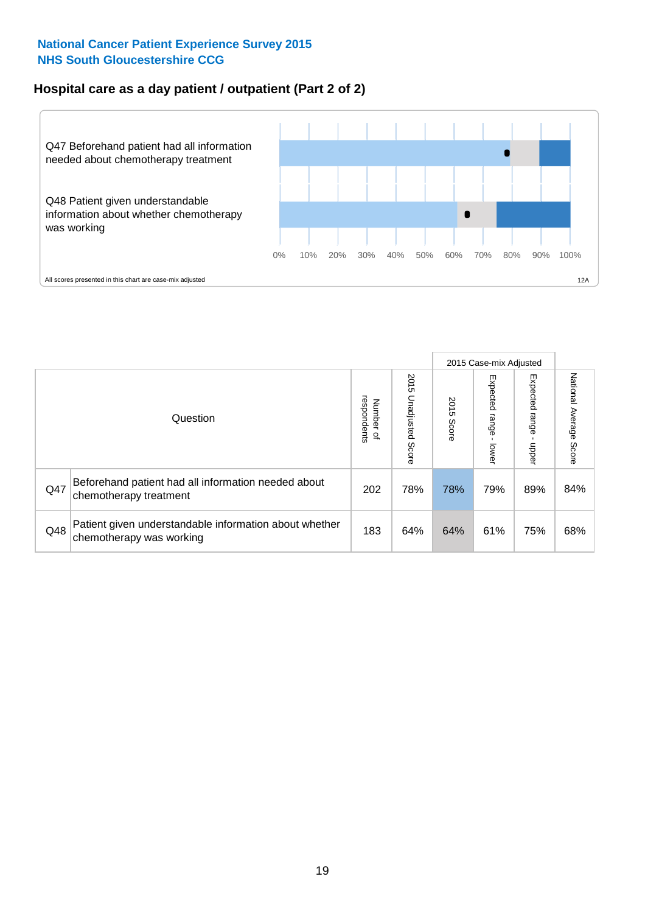National Cancer Patient Experience Survey 2015
NHS South Gloucestershire CCG

## Hospital care as a day patient / outpatient (Part 2 of 2)

Q47 Beforehand patient had all information needed about chemotherapy treatment

Q48 Patient given understandable information about whether chemotherapy was working

0% 10% 20% 30% 40% 50% 60% 70% 80% 90% 100%

All scores presented in this chart are case-mix adjusted

12A

| Question | | Number of respondents | 2015 Unadjusted Score | 2015 Case-mix Adjusted: 2015 Score | 2015 Case-mix Adjusted: Expected range - lower | 2015 Case-mix Adjusted: Expected range - upper | National Average Score |
|---|---|---|---|---|---|---|---|
| Q47 | Beforehand patient had all information needed about chemotherapy treatment | 202 | 78% | 78% | 79% | 89% | 84% |
| Q48 | Patient given understandable information about whether chemotherapy was working | 183 | 64% | 64% | 61% | 75% | 68% |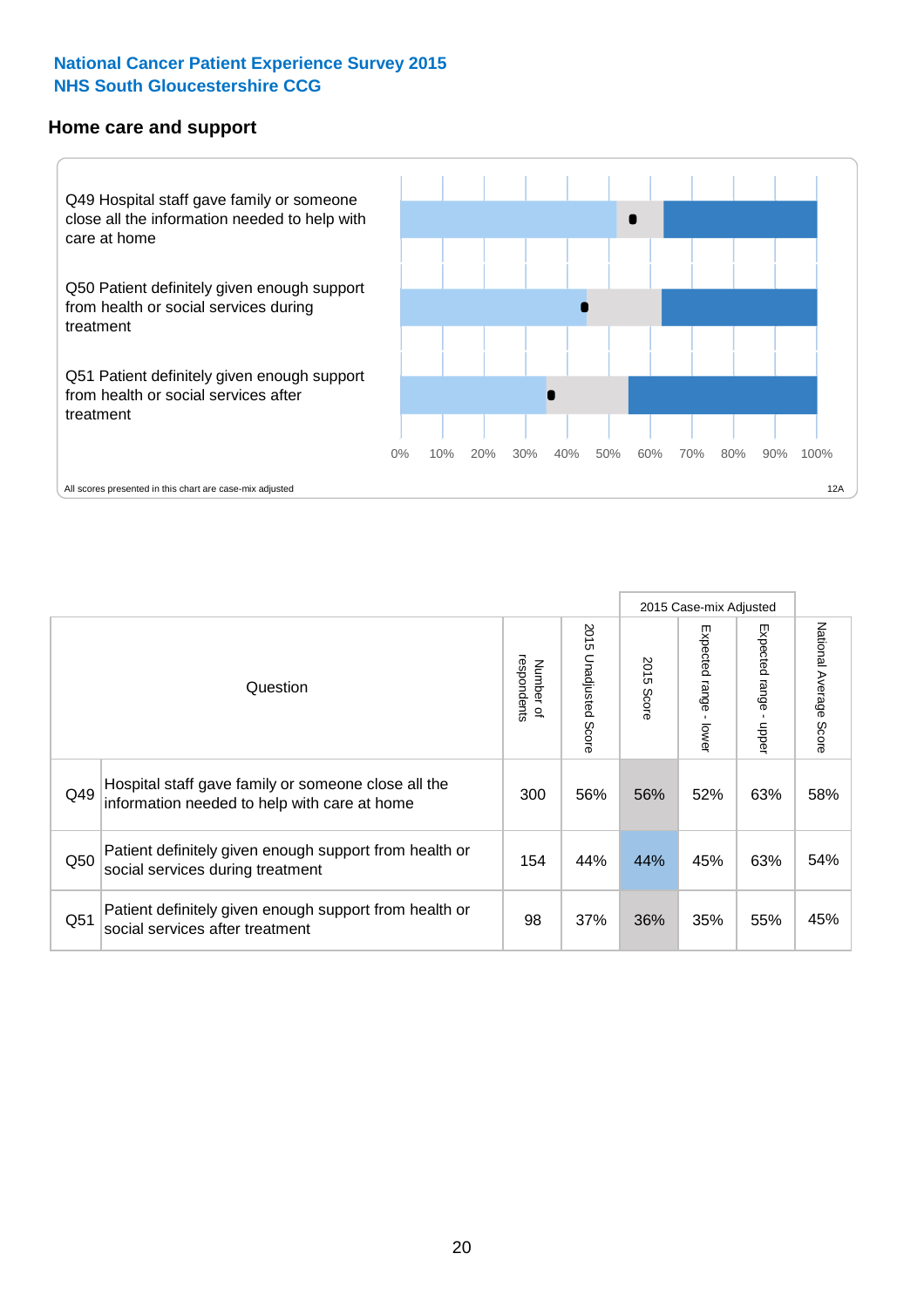**National Cancer Patient Experience Survey 2015**
**NHS South Gloucestershire CCG**

## Home care and support

Q49 Hospital staff gave family or someone close all the information needed to help with care at home

Q50 Patient definitely given enough support from health or social services during treatment

Q51 Patient definitely given enough support from health or social services after treatment

0% 10% 20% 30% 40% 50% 60% 70% 80% 90% 100%

All scores presented in this chart are case-mix adjusted

12A

| Question | | Number of respondents | 2015 Unadjusted Score | 2015 Case-mix Adjusted | | | National Average Score |
|---|---|---|---|---|---|---|---|
| | | | | 2015 Score | Expected range - lower | Expected range - upper | |
| Q49 | Hospital staff gave family or someone close all the information needed to help with care at home | 300 | 56% | 56% | 52% | 63% | 58% |
| Q50 | Patient definitely given enough support from health or social services during treatment | 154 | 44% | 44% | 45% | 63% | 54% |
| Q51 | Patient definitely given enough support from health or social services after treatment | 98 | 37% | 36% | 35% | 55% | 45% |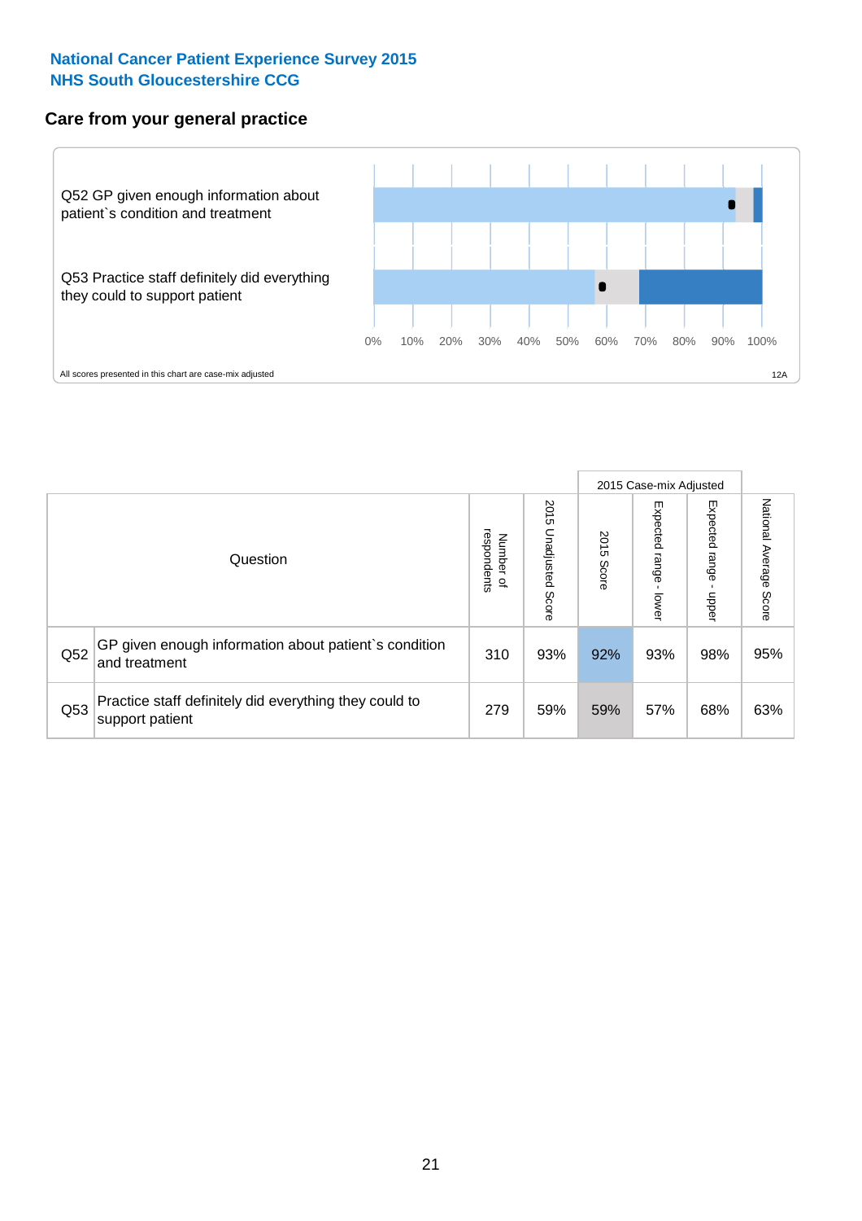National Cancer Patient Experience Survey 2015
NHS South Gloucestershire CCG

## Care from your general practice

Q52 GP given enough information about patient`s condition and treatment

Q53 Practice staff definitely did everything they could to support patient

0% 10% 20% 30% 40% 50% 60% 70% 80% 90% 100%

All scores presented in this chart are case-mix adjusted

12A

| Question | | Number of respondents | 2015 Unadjusted Score | 2015 Case-mix Adjusted | | | National Average Score |
|---|---|---|---|---|---|---|---|
| | | | | 2015 Score | Expected range - lower | Expected range - upper | |
| Q52 | GP given enough information about patient`s condition and treatment | 310 | 93% | 92% | 93% | 98% | 95% |
| Q53 | Practice staff definitely did everything they could to support patient | 279 | 59% | 59% | 57% | 68% | 63% |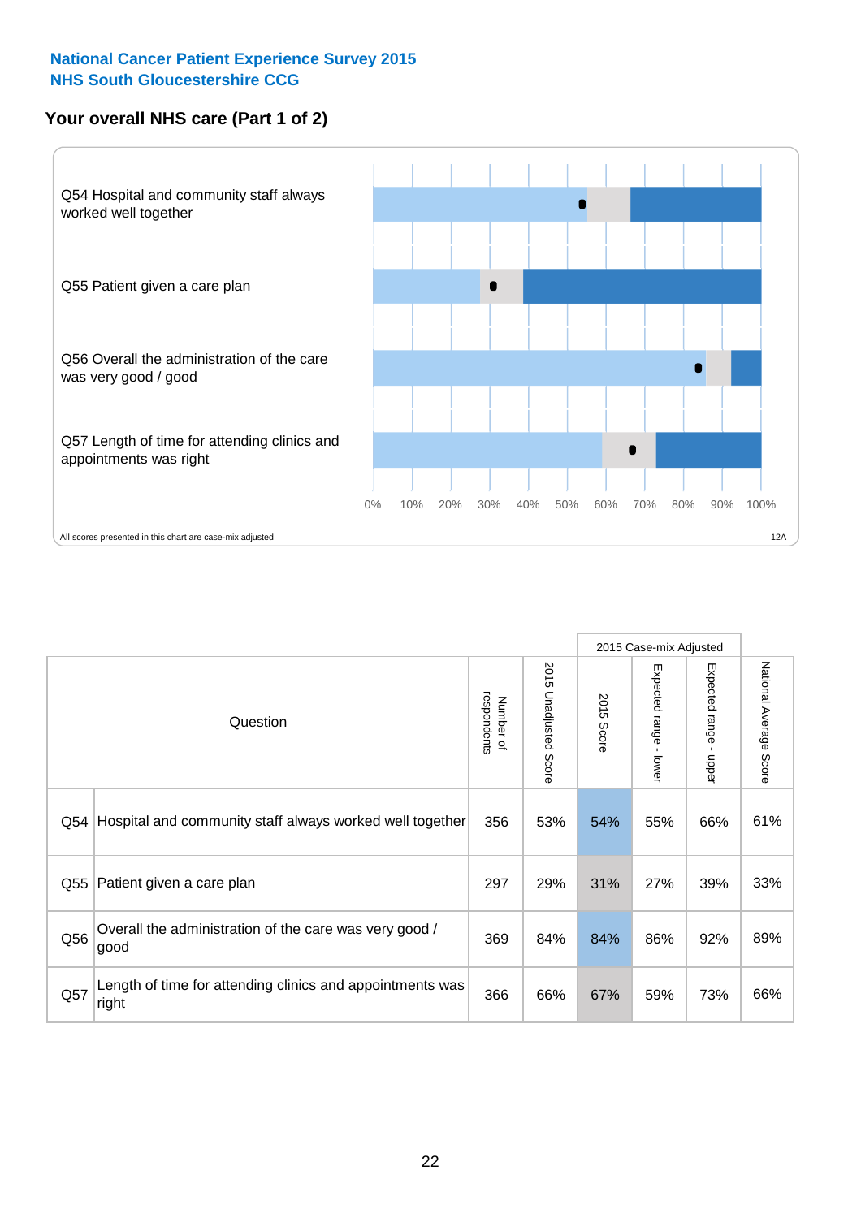**National Cancer Patient Experience Survey 2015**
**NHS South Gloucestershire CCG**

## Your overall NHS care (Part 1 of 2)

Q54 Hospital and community staff always worked well together

Q55 Patient given a care plan

Q56 Overall the administration of the care was very good / good

Q57 Length of time for attending clinics and appointments was right

0% 10% 20% 30% 40% 50% 60% 70% 80% 90% 100%

All scores presented in this chart are case-mix adjusted

12A

| Question | | Number of respondents | 2015 Unadjusted Score | 2015 Case-mix Adjusted: 2015 Score | 2015 Case-mix Adjusted: Expected range - lower | 2015 Case-mix Adjusted: Expected range - upper | National Average Score |
|---|---|---|---|---|---|---|---|
| Q54 | Hospital and community staff always worked well together | 356 | 53% | 54% | 55% | 66% | 61% |
| Q55 | Patient given a care plan | 297 | 29% | 31% | 27% | 39% | 33% |
| Q56 | Overall the administration of the care was very good / good | 369 | 84% | 84% | 86% | 92% | 89% |
| Q57 | Length of time for attending clinics and appointments was right | 366 | 66% | 67% | 59% | 73% | 66% |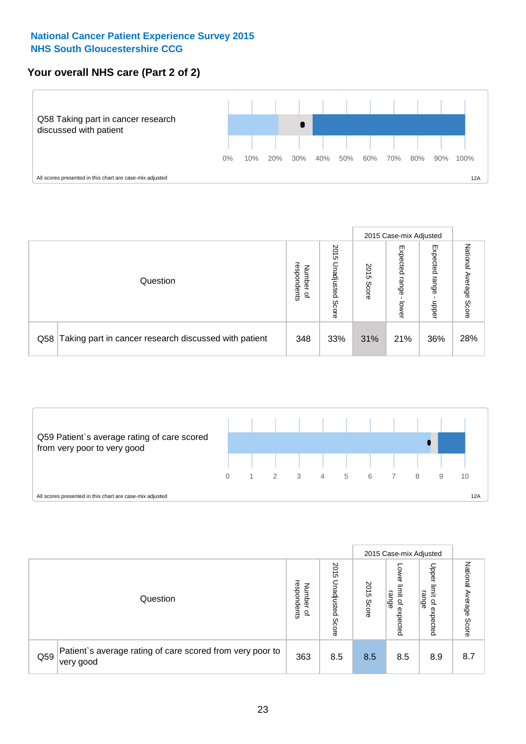**National Cancer Patient Experience Survey 2015**
**NHS South Gloucestershire CCG**

## Your overall NHS care (Part 2 of 2)

Q58 Taking part in cancer research discussed with patient

0% 10% 20% 30% 40% 50% 60% 70% 80% 90% 100%

All scores presented in this chart are case-mix adjusted

12A

| Question | | Number of respondents | 2015 Unadjusted Score | 2015 Case-mix Adjusted: 2015 Score | 2015 Case-mix Adjusted: Expected range - lower | 2015 Case-mix Adjusted: Expected range - upper | National Average Score |
|---|---|---|---|---|---|---|---|
| Q58 | Taking part in cancer research discussed with patient | 348 | 33% | 31% | 21% | 36% | 28% |

Q59 Patient`s average rating of care scored from very poor to very good

0 1 2 3 4 5 6 7 8 9 10

All scores presented in this chart are case-mix adjusted

12A

| Question | | Number of respondents | 2015 Unadjusted Score | 2015 Case-mix Adjusted: 2015 Score | 2015 Case-mix Adjusted: Lower limit of expected range | 2015 Case-mix Adjusted: Upper limit of expected range | National Average Score |
|---|---|---|---|---|---|---|---|
| Q59 | Patient`s average rating of care scored from very poor to very good | 363 | 8.5 | 8.5 | 8.5 | 8.9 | 8.7 |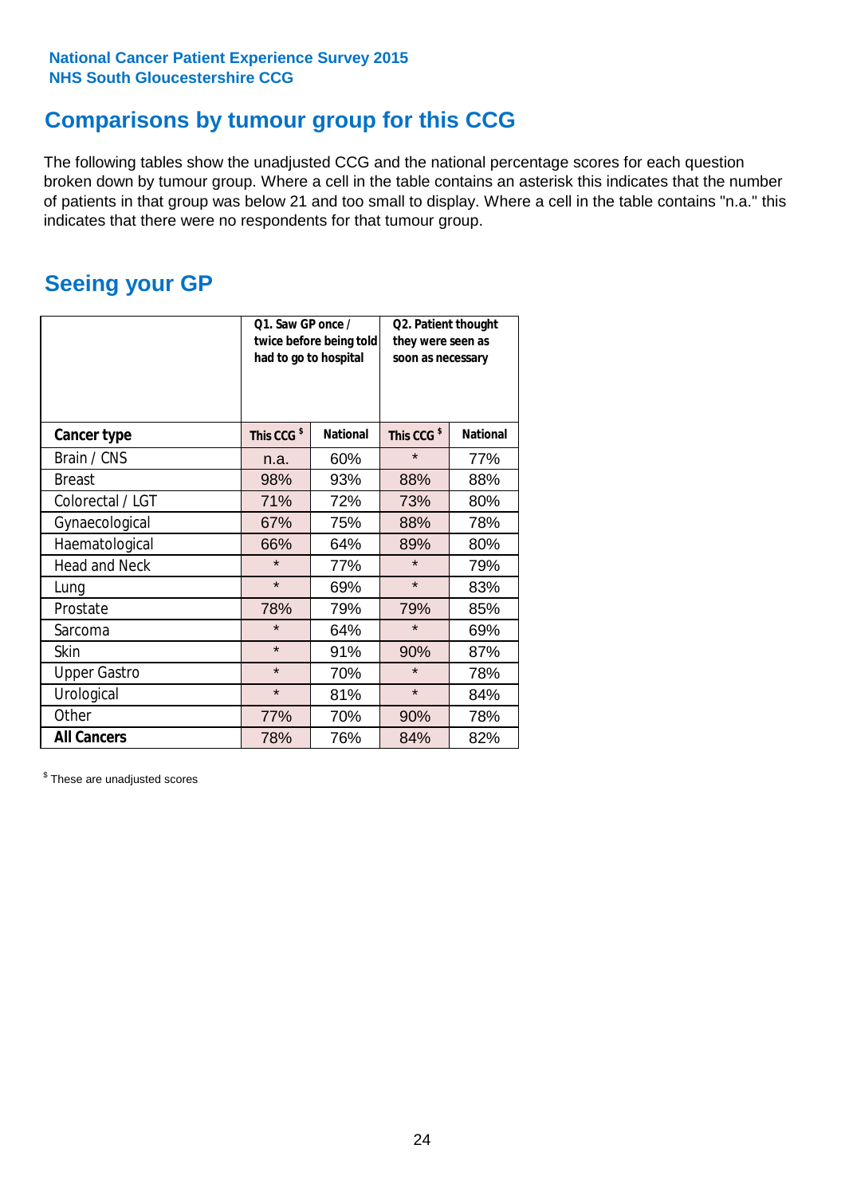National Cancer Patient Experience Survey 2015
NHS South Gloucestershire CCG

## Comparisons by tumour group for this CCG

The following tables show the unadjusted CCG and the national percentage scores for each question broken down by tumour group. Where a cell in the table contains an asterisk this indicates that the number of patients in that group was below 21 and too small to display. Where a cell in the table contains "n.a." this indicates that there were no respondents for that tumour group.

## Seeing your GP

| | Q1. Saw GP once / twice before being told had to go to hospital | | Q2. Patient thought they were seen as soon as necessary | |
|---|---|---|---|---|
| **Cancer type** | This CCG $ | National | This CCG $ | National |
| Brain / CNS | n.a. | 60% | * | 77% |
| Breast | 98% | 93% | 88% | 88% |
| Colorectal / LGT | 71% | 72% | 73% | 80% |
| Gynaecological | 67% | 75% | 88% | 78% |
| Haematological | 66% | 64% | 89% | 80% |
| Head and Neck | * | 77% | * | 79% |
| Lung | * | 69% | * | 83% |
| Prostate | 78% | 79% | 79% | 85% |
| Sarcoma | * | 64% | * | 69% |
| Skin | * | 91% | 90% | 87% |
| Upper Gastro | * | 70% | * | 78% |
| Urological | * | 81% | * | 84% |
| Other | 77% | 70% | 90% | 78% |
| **All Cancers** | 78% | 76% | 84% | 82% |

$ These are unadjusted scores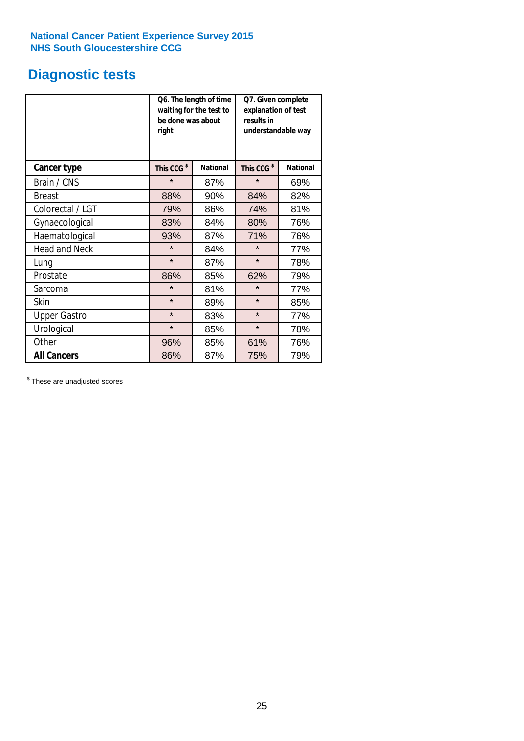**National Cancer Patient Experience Survey 2015**
**NHS South Gloucestershire CCG**

# Diagnostic tests

| | Q6. The length of time waiting for the test to be done was about right | | Q7. Given complete explanation of test results in understandable way | |
|---|---|---|---|---|
| **Cancer type** | **This CCG $** | **National** | **This CCG $** | **National** |
| Brain / CNS | * | 87% | * | 69% |
| Breast | 88% | 90% | 84% | 82% |
| Colorectal / LGT | 79% | 86% | 74% | 81% |
| Gynaecological | 83% | 84% | 80% | 76% |
| Haematological | 93% | 87% | 71% | 76% |
| Head and Neck | * | 84% | * | 77% |
| Lung | * | 87% | * | 78% |
| Prostate | 86% | 85% | 62% | 79% |
| Sarcoma | * | 81% | * | 77% |
| Skin | * | 89% | * | 85% |
| Upper Gastro | * | 83% | * | 77% |
| Urological | * | 85% | * | 78% |
| Other | 96% | 85% | 61% | 76% |
| **All Cancers** | 86% | 87% | 75% | 79% |

$ These are unadjusted scores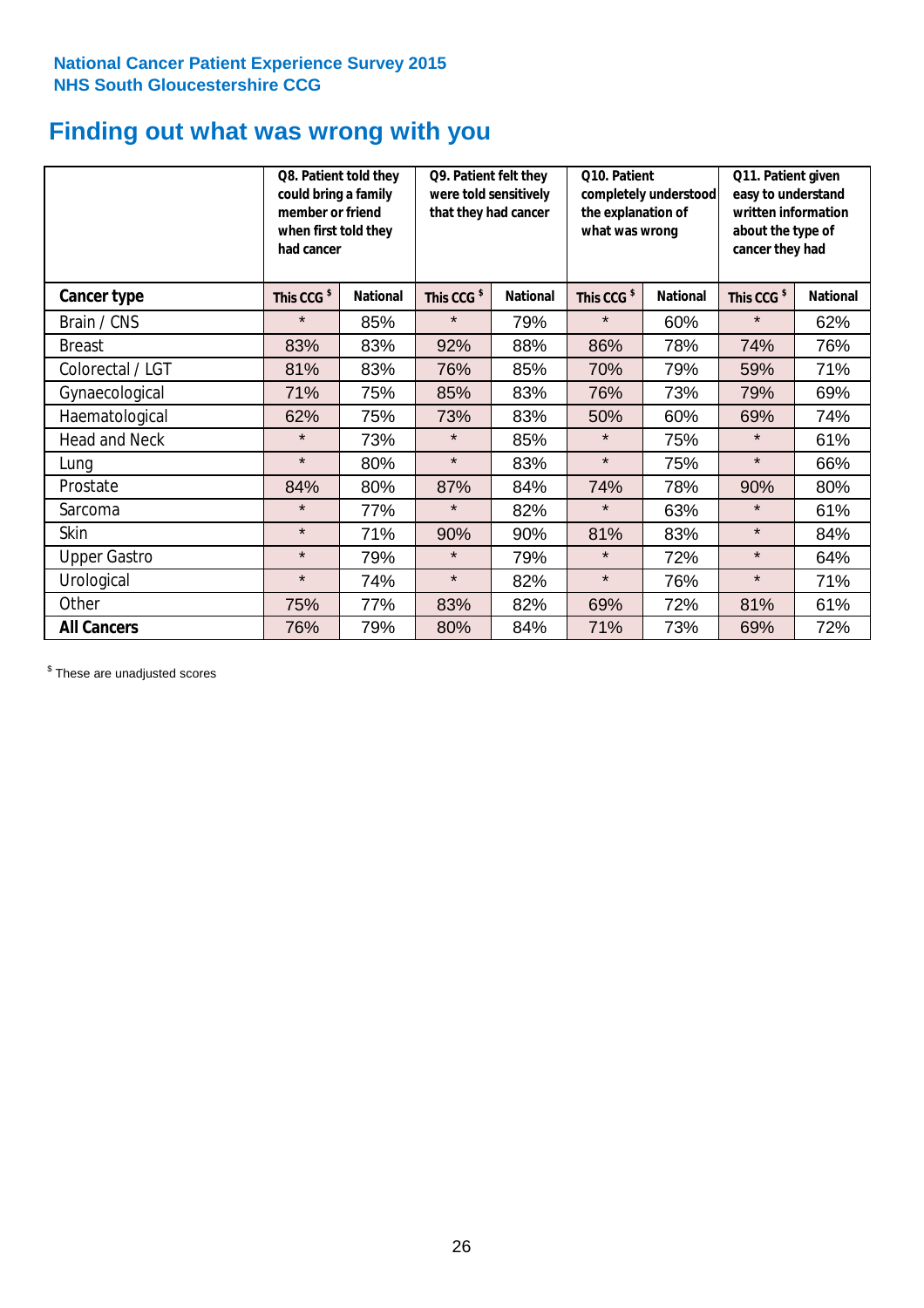National Cancer Patient Experience Survey 2015
NHS South Gloucestershire CCG

# Finding out what was wrong with you

| | Q8. Patient told they could bring a family member or friend when first told they had cancer | | Q9. Patient felt they were told sensitively that they had cancer | | Q10. Patient completely understood the explanation of what was wrong | | Q11. Patient given easy to understand written information about the type of cancer they had | |
|---|---|---|---|---|---|---|---|---|
| **Cancer type** | **This CCG $** | **National** | **This CCG $** | **National** | **This CCG $** | **National** | **This CCG $** | **National** |
| Brain / CNS | * | 85% | * | 79% | * | 60% | * | 62% |
| Breast | 83% | 83% | 92% | 88% | 86% | 78% | 74% | 76% |
| Colorectal / LGT | 81% | 83% | 76% | 85% | 70% | 79% | 59% | 71% |
| Gynaecological | 71% | 75% | 85% | 83% | 76% | 73% | 79% | 69% |
| Haematological | 62% | 75% | 73% | 83% | 50% | 60% | 69% | 74% |
| Head and Neck | * | 73% | * | 85% | * | 75% | * | 61% |
| Lung | * | 80% | * | 83% | * | 75% | * | 66% |
| Prostate | 84% | 80% | 87% | 84% | 74% | 78% | 90% | 80% |
| Sarcoma | * | 77% | * | 82% | * | 63% | * | 61% |
| Skin | * | 71% | 90% | 90% | 81% | 83% | * | 84% |
| Upper Gastro | * | 79% | * | 79% | * | 72% | * | 64% |
| Urological | * | 74% | * | 82% | * | 76% | * | 71% |
| Other | 75% | 77% | 83% | 82% | 69% | 72% | 81% | 61% |
| **All Cancers** | 76% | 79% | 80% | 84% | 71% | 73% | 69% | 72% |

$ These are unadjusted scores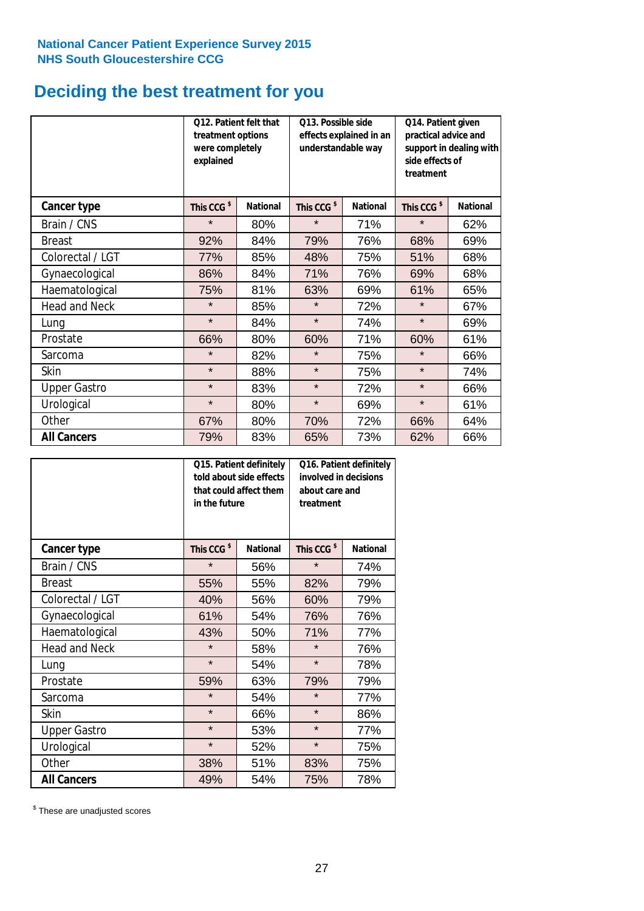National Cancer Patient Experience Survey 2015
NHS South Gloucestershire CCG

# Deciding the best treatment for you

| | Q12. Patient felt that treatment options were completely explained | | Q13. Possible side effects explained in an understandable way | | Q14. Patient given practical advice and support in dealing with side effects of treatment | |
|---|---|---|---|---|---|---|
| **Cancer type** | **This CCG $** | **National** | **This CCG $** | **National** | **This CCG $** | **National** |
| Brain / CNS | * | 80% | * | 71% | * | 62% |
| Breast | 92% | 84% | 79% | 76% | 68% | 69% |
| Colorectal / LGT | 77% | 85% | 48% | 75% | 51% | 68% |
| Gynaecological | 86% | 84% | 71% | 76% | 69% | 68% |
| Haematological | 75% | 81% | 63% | 69% | 61% | 65% |
| Head and Neck | * | 85% | * | 72% | * | 67% |
| Lung | * | 84% | * | 74% | * | 69% |
| Prostate | 66% | 80% | 60% | 71% | 60% | 61% |
| Sarcoma | * | 82% | * | 75% | * | 66% |
| Skin | * | 88% | * | 75% | * | 74% |
| Upper Gastro | * | 83% | * | 72% | * | 66% |
| Urological | * | 80% | * | 69% | * | 61% |
| Other | 67% | 80% | 70% | 72% | 66% | 64% |
| **All Cancers** | 79% | 83% | 65% | 73% | 62% | 66% |

| | Q15. Patient definitely told about side effects that could affect them in the future | | Q16. Patient definitely involved in decisions about care and treatment | |
|---|---|---|---|---|
| **Cancer type** | **This CCG $** | **National** | **This CCG $** | **National** |
| Brain / CNS | * | 56% | * | 74% |
| Breast | 55% | 55% | 82% | 79% |
| Colorectal / LGT | 40% | 56% | 60% | 79% |
| Gynaecological | 61% | 54% | 76% | 76% |
| Haematological | 43% | 50% | 71% | 77% |
| Head and Neck | * | 58% | * | 76% |
| Lung | * | 54% | * | 78% |
| Prostate | 59% | 63% | 79% | 79% |
| Sarcoma | * | 54% | * | 77% |
| Skin | * | 66% | * | 86% |
| Upper Gastro | * | 53% | * | 77% |
| Urological | * | 52% | * | 75% |
| Other | 38% | 51% | 83% | 75% |
| **All Cancers** | 49% | 54% | 75% | 78% |

$ These are unadjusted scores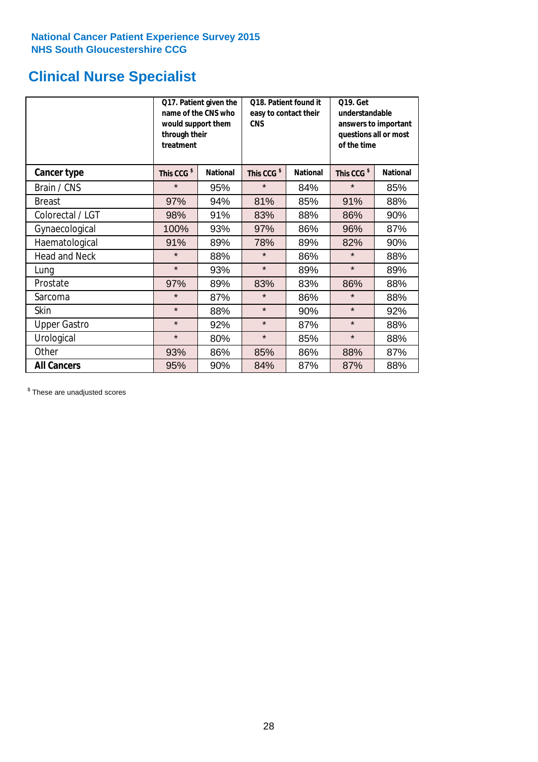National Cancer Patient Experience Survey 2015
NHS South Gloucestershire CCG

# Clinical Nurse Specialist

| | Q17. Patient given the name of the CNS who would support them through their treatment | | Q18. Patient found it easy to contact their CNS | | Q19. Get understandable answers to important questions all or most of the time | |
|---|---|---|---|---|---|---|
| **Cancer type** | This CCG $ | National | This CCG $ | National | This CCG $ | National |
| Brain / CNS | * | 95% | * | 84% | * | 85% |
| Breast | 97% | 94% | 81% | 85% | 91% | 88% |
| Colorectal / LGT | 98% | 91% | 83% | 88% | 86% | 90% |
| Gynaecological | 100% | 93% | 97% | 86% | 96% | 87% |
| Haematological | 91% | 89% | 78% | 89% | 82% | 90% |
| Head and Neck | * | 88% | * | 86% | * | 88% |
| Lung | * | 93% | * | 89% | * | 89% |
| Prostate | 97% | 89% | 83% | 83% | 86% | 88% |
| Sarcoma | * | 87% | * | 86% | * | 88% |
| Skin | * | 88% | * | 90% | * | 92% |
| Upper Gastro | * | 92% | * | 87% | * | 88% |
| Urological | * | 80% | * | 85% | * | 88% |
| Other | 93% | 86% | 85% | 86% | 88% | 87% |
| **All Cancers** | 95% | 90% | 84% | 87% | 87% | 88% |

$ These are unadjusted scores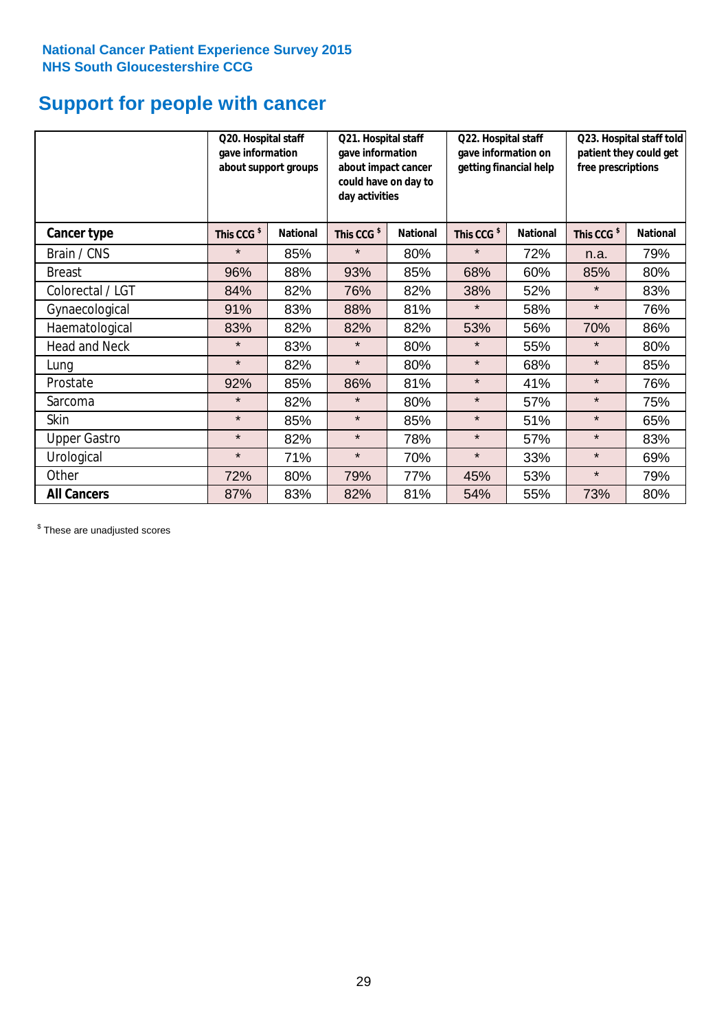National Cancer Patient Experience Survey 2015
NHS South Gloucestershire CCG

# Support for people with cancer

| | Q20. Hospital staff gave information about support groups | | Q21. Hospital staff gave information about impact cancer could have on day to day activities | | Q22. Hospital staff gave information on getting financial help | | Q23. Hospital staff told patient they could get free prescriptions | |
|---|---|---|---|---|---|---|---|---|
| **Cancer type** | **This CCG $** | **National** | **This CCG $** | **National** | **This CCG $** | **National** | **This CCG $** | **National** |
| Brain / CNS | * | 85% | * | 80% | * | 72% | n.a. | 79% |
| Breast | 96% | 88% | 93% | 85% | 68% | 60% | 85% | 80% |
| Colorectal / LGT | 84% | 82% | 76% | 82% | 38% | 52% | * | 83% |
| Gynaecological | 91% | 83% | 88% | 81% | * | 58% | * | 76% |
| Haematological | 83% | 82% | 82% | 82% | 53% | 56% | 70% | 86% |
| Head and Neck | * | 83% | * | 80% | * | 55% | * | 80% |
| Lung | * | 82% | * | 80% | * | 68% | * | 85% |
| Prostate | 92% | 85% | 86% | 81% | * | 41% | * | 76% |
| Sarcoma | * | 82% | * | 80% | * | 57% | * | 75% |
| Skin | * | 85% | * | 85% | * | 51% | * | 65% |
| Upper Gastro | * | 82% | * | 78% | * | 57% | * | 83% |
| Urological | * | 71% | * | 70% | * | 33% | * | 69% |
| Other | 72% | 80% | 79% | 77% | 45% | 53% | * | 79% |
| **All Cancers** | 87% | 83% | 82% | 81% | 54% | 55% | 73% | 80% |

$ These are unadjusted scores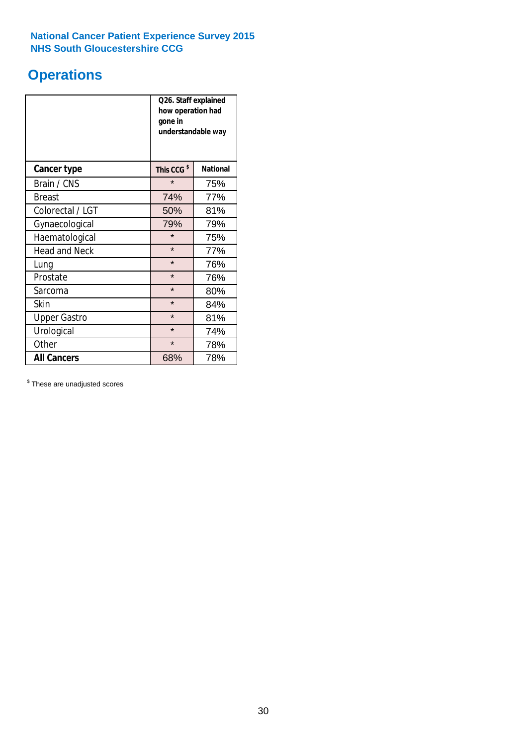National Cancer Patient Experience Survey 2015
NHS South Gloucestershire CCG

# Operations

| | Q26. Staff explained how operation had gone in understandable way | |
|---|---|---|
| **Cancer type** | **This CCG $** | **National** |
| Brain / CNS | * | 75% |
| Breast | 74% | 77% |
| Colorectal / LGT | 50% | 81% |
| Gynaecological | 79% | 79% |
| Haematological | * | 75% |
| Head and Neck | * | 77% |
| Lung | * | 76% |
| Prostate | * | 76% |
| Sarcoma | * | 80% |
| Skin | * | 84% |
| Upper Gastro | * | 81% |
| Urological | * | 74% |
| Other | * | 78% |
| **All Cancers** | 68% | 78% |

$ These are unadjusted scores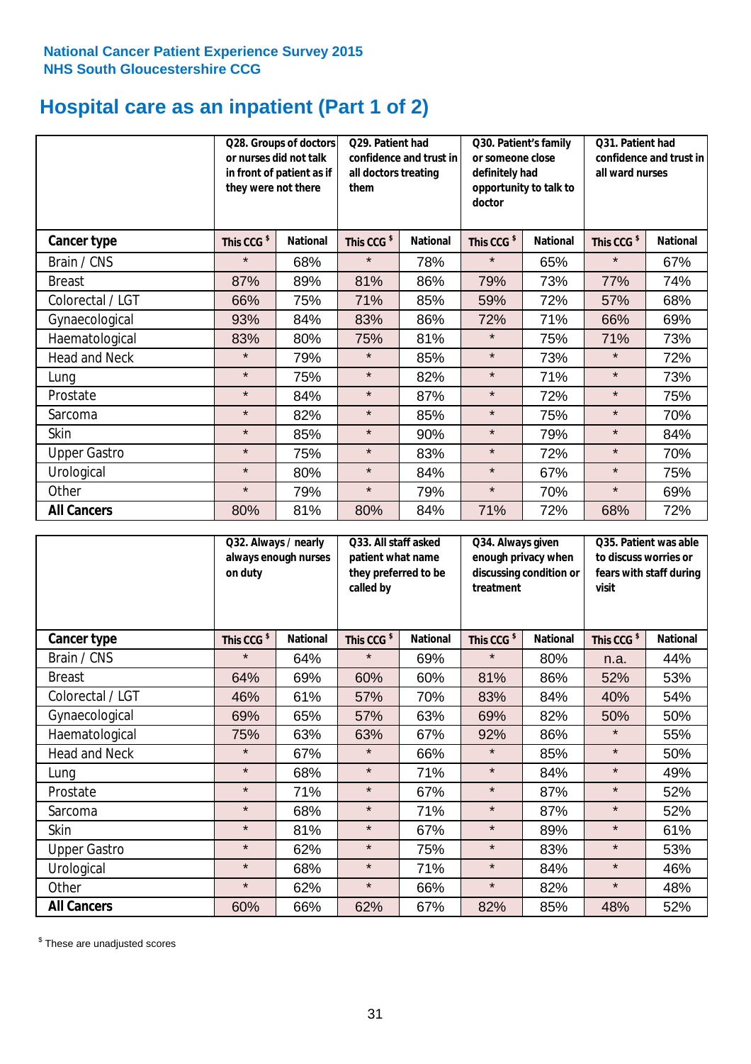National Cancer Patient Experience Survey 2015
NHS South Gloucestershire CCG

# Hospital care as an inpatient (Part 1 of 2)

| | Q28. Groups of doctors or nurses did not talk in front of patient as if they were not there | | Q29. Patient had confidence and trust in all doctors treating them | | Q30. Patient's family or someone close definitely had opportunity to talk to doctor | | Q31. Patient had confidence and trust in all ward nurses | |
|---|---|---|---|---|---|---|---|---|
| **Cancer type** | This CCG $ | National | This CCG $ | National | This CCG $ | National | This CCG $ | National |
| Brain / CNS | * | 68% | * | 78% | * | 65% | * | 67% |
| Breast | 87% | 89% | 81% | 86% | 79% | 73% | 77% | 74% |
| Colorectal / LGT | 66% | 75% | 71% | 85% | 59% | 72% | 57% | 68% |
| Gynaecological | 93% | 84% | 83% | 86% | 72% | 71% | 66% | 69% |
| Haematological | 83% | 80% | 75% | 81% | * | 75% | 71% | 73% |
| Head and Neck | * | 79% | * | 85% | * | 73% | * | 72% |
| Lung | * | 75% | * | 82% | * | 71% | * | 73% |
| Prostate | * | 84% | * | 87% | * | 72% | * | 75% |
| Sarcoma | * | 82% | * | 85% | * | 75% | * | 70% |
| Skin | * | 85% | * | 90% | * | 79% | * | 84% |
| Upper Gastro | * | 75% | * | 83% | * | 72% | * | 70% |
| Urological | * | 80% | * | 84% | * | 67% | * | 75% |
| Other | * | 79% | * | 79% | * | 70% | * | 69% |
| **All Cancers** | 80% | 81% | 80% | 84% | 71% | 72% | 68% | 72% |

| | Q32. Always / nearly always enough nurses on duty | | Q33. All staff asked patient what name they preferred to be called by | | Q34. Always given enough privacy when discussing condition or treatment | | Q35. Patient was able to discuss worries or fears with staff during visit | |
|---|---|---|---|---|---|---|---|---|
| **Cancer type** | This CCG $ | National | This CCG $ | National | This CCG $ | National | This CCG $ | National |
| Brain / CNS | * | 64% | * | 69% | * | 80% | n.a. | 44% |
| Breast | 64% | 69% | 60% | 60% | 81% | 86% | 52% | 53% |
| Colorectal / LGT | 46% | 61% | 57% | 70% | 83% | 84% | 40% | 54% |
| Gynaecological | 69% | 65% | 57% | 63% | 69% | 82% | 50% | 50% |
| Haematological | 75% | 63% | 63% | 67% | 92% | 86% | * | 55% |
| Head and Neck | * | 67% | * | 66% | * | 85% | * | 50% |
| Lung | * | 68% | * | 71% | * | 84% | * | 49% |
| Prostate | * | 71% | * | 67% | * | 87% | * | 52% |
| Sarcoma | * | 68% | * | 71% | * | 87% | * | 52% |
| Skin | * | 81% | * | 67% | * | 89% | * | 61% |
| Upper Gastro | * | 62% | * | 75% | * | 83% | * | 53% |
| Urological | * | 68% | * | 71% | * | 84% | * | 46% |
| Other | * | 62% | * | 66% | * | 82% | * | 48% |
| **All Cancers** | 60% | 66% | 62% | 67% | 82% | 85% | 48% | 52% |

$ These are unadjusted scores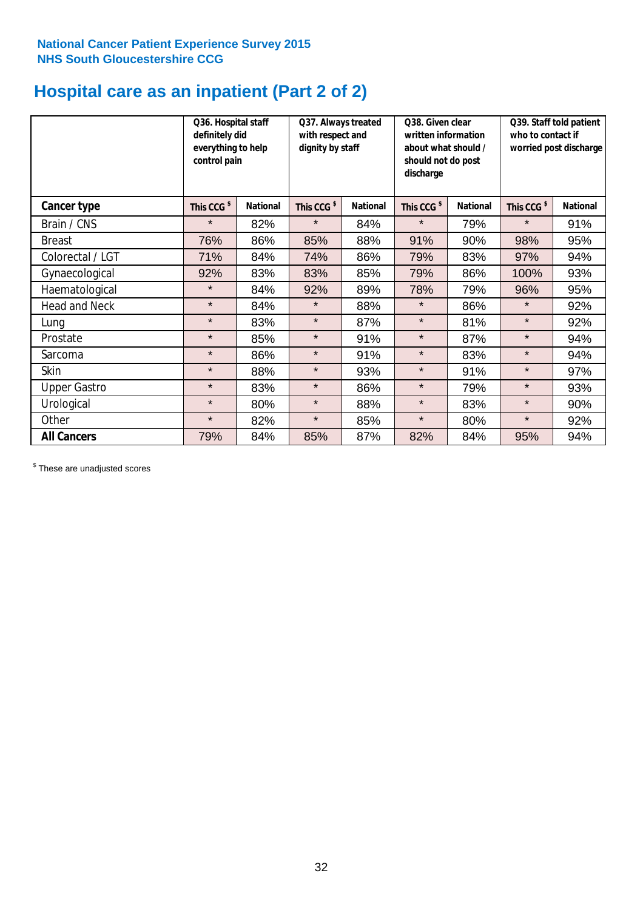**National Cancer Patient Experience Survey 2015**
**NHS South Gloucestershire CCG**

# Hospital care as an inpatient (Part 2 of 2)

| | Q36. Hospital staff definitely did everything to help control pain | | Q37. Always treated with respect and dignity by staff | | Q38. Given clear written information about what should / should not do post discharge | | Q39. Staff told patient who to contact if worried post discharge | |
|---|---|---|---|---|---|---|---|---|
| **Cancer type** | **This CCG $** | **National** | **This CCG $** | **National** | **This CCG $** | **National** | **This CCG $** | **National** |
| Brain / CNS | * | 82% | * | 84% | * | 79% | * | 91% |
| Breast | 76% | 86% | 85% | 88% | 91% | 90% | 98% | 95% |
| Colorectal / LGT | 71% | 84% | 74% | 86% | 79% | 83% | 97% | 94% |
| Gynaecological | 92% | 83% | 83% | 85% | 79% | 86% | 100% | 93% |
| Haematological | * | 84% | 92% | 89% | 78% | 79% | 96% | 95% |
| Head and Neck | * | 84% | * | 88% | * | 86% | * | 92% |
| Lung | * | 83% | * | 87% | * | 81% | * | 92% |
| Prostate | * | 85% | * | 91% | * | 87% | * | 94% |
| Sarcoma | * | 86% | * | 91% | * | 83% | * | 94% |
| Skin | * | 88% | * | 93% | * | 91% | * | 97% |
| Upper Gastro | * | 83% | * | 86% | * | 79% | * | 93% |
| Urological | * | 80% | * | 88% | * | 83% | * | 90% |
| Other | * | 82% | * | 85% | * | 80% | * | 92% |
| **All Cancers** | 79% | 84% | 85% | 87% | 82% | 84% | 95% | 94% |

$ These are unadjusted scores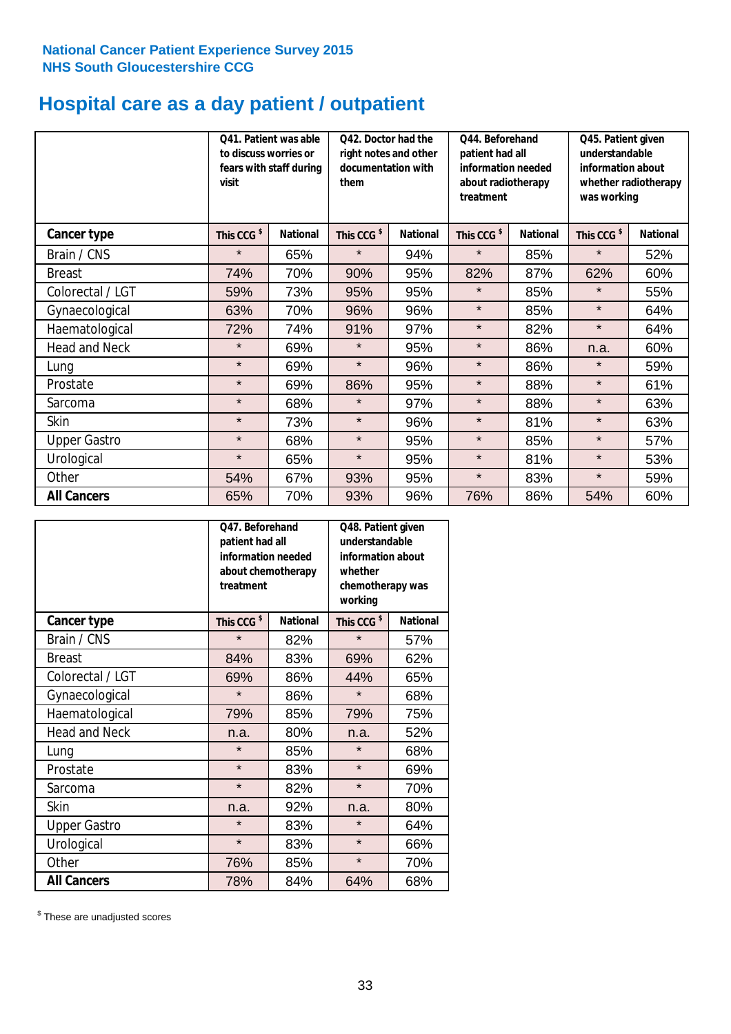National Cancer Patient Experience Survey 2015
NHS South Gloucestershire CCG

# Hospital care as a day patient / outpatient

| | Q41. Patient was able to discuss worries or fears with staff during visit | | Q42. Doctor had the right notes and other documentation with them | | Q44. Beforehand patient had all information needed about radiotherapy treatment | | Q45. Patient given understandable information about whether radiotherapy was working | |
|---|---|---|---|---|---|---|---|---|
| **Cancer type** | This CCG $ | National | This CCG $ | National | This CCG $ | National | This CCG $ | National |
| Brain / CNS | * | 65% | * | 94% | * | 85% | * | 52% |
| Breast | 74% | 70% | 90% | 95% | 82% | 87% | 62% | 60% |
| Colorectal / LGT | 59% | 73% | 95% | 95% | * | 85% | * | 55% |
| Gynaecological | 63% | 70% | 96% | 96% | * | 85% | * | 64% |
| Haematological | 72% | 74% | 91% | 97% | * | 82% | * | 64% |
| Head and Neck | * | 69% | * | 95% | * | 86% | n.a. | 60% |
| Lung | * | 69% | * | 96% | * | 86% | * | 59% |
| Prostate | * | 69% | 86% | 95% | * | 88% | * | 61% |
| Sarcoma | * | 68% | * | 97% | * | 88% | * | 63% |
| Skin | * | 73% | * | 96% | * | 81% | * | 63% |
| Upper Gastro | * | 68% | * | 95% | * | 85% | * | 57% |
| Urological | * | 65% | * | 95% | * | 81% | * | 53% |
| Other | 54% | 67% | 93% | 95% | * | 83% | * | 59% |
| **All Cancers** | 65% | 70% | 93% | 96% | 76% | 86% | 54% | 60% |

| | Q47. Beforehand patient had all information needed about chemotherapy treatment | | Q48. Patient given understandable information about whether chemotherapy was working | |
|---|---|---|---|---|
| **Cancer type** | This CCG $ | National | This CCG $ | National |
| Brain / CNS | * | 82% | * | 57% |
| Breast | 84% | 83% | 69% | 62% |
| Colorectal / LGT | 69% | 86% | 44% | 65% |
| Gynaecological | * | 86% | * | 68% |
| Haematological | 79% | 85% | 79% | 75% |
| Head and Neck | n.a. | 80% | n.a. | 52% |
| Lung | * | 85% | * | 68% |
| Prostate | * | 83% | * | 69% |
| Sarcoma | * | 82% | * | 70% |
| Skin | n.a. | 92% | n.a. | 80% |
| Upper Gastro | * | 83% | * | 64% |
| Urological | * | 83% | * | 66% |
| Other | 76% | 85% | * | 70% |
| **All Cancers** | 78% | 84% | 64% | 68% |

$ These are unadjusted scores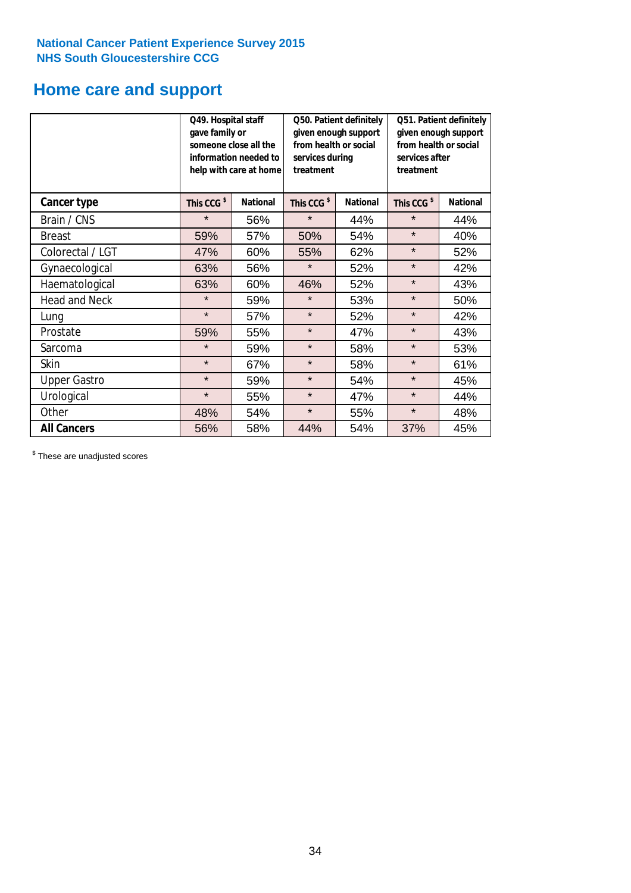**National Cancer Patient Experience Survey 2015**
**NHS South Gloucestershire CCG**

## Home care and support

| | Q49. Hospital staff gave family or someone close all the information needed to help with care at home | | Q50. Patient definitely given enough support from health or social services during treatment | | Q51. Patient definitely given enough support from health or social services after treatment | |
|---|---|---|---|---|---|---|
| **Cancer type** | **This CCG $** | **National** | **This CCG $** | **National** | **This CCG $** | **National** |
| Brain / CNS | * | 56% | * | 44% | * | 44% |
| Breast | 59% | 57% | 50% | 54% | * | 40% |
| Colorectal / LGT | 47% | 60% | 55% | 62% | * | 52% |
| Gynaecological | 63% | 56% | * | 52% | * | 42% |
| Haematological | 63% | 60% | 46% | 52% | * | 43% |
| Head and Neck | * | 59% | * | 53% | * | 50% |
| Lung | * | 57% | * | 52% | * | 42% |
| Prostate | 59% | 55% | * | 47% | * | 43% |
| Sarcoma | * | 59% | * | 58% | * | 53% |
| Skin | * | 67% | * | 58% | * | 61% |
| Upper Gastro | * | 59% | * | 54% | * | 45% |
| Urological | * | 55% | * | 47% | * | 44% |
| Other | 48% | 54% | * | 55% | * | 48% |
| **All Cancers** | 56% | 58% | 44% | 54% | 37% | 45% |

$ These are unadjusted scores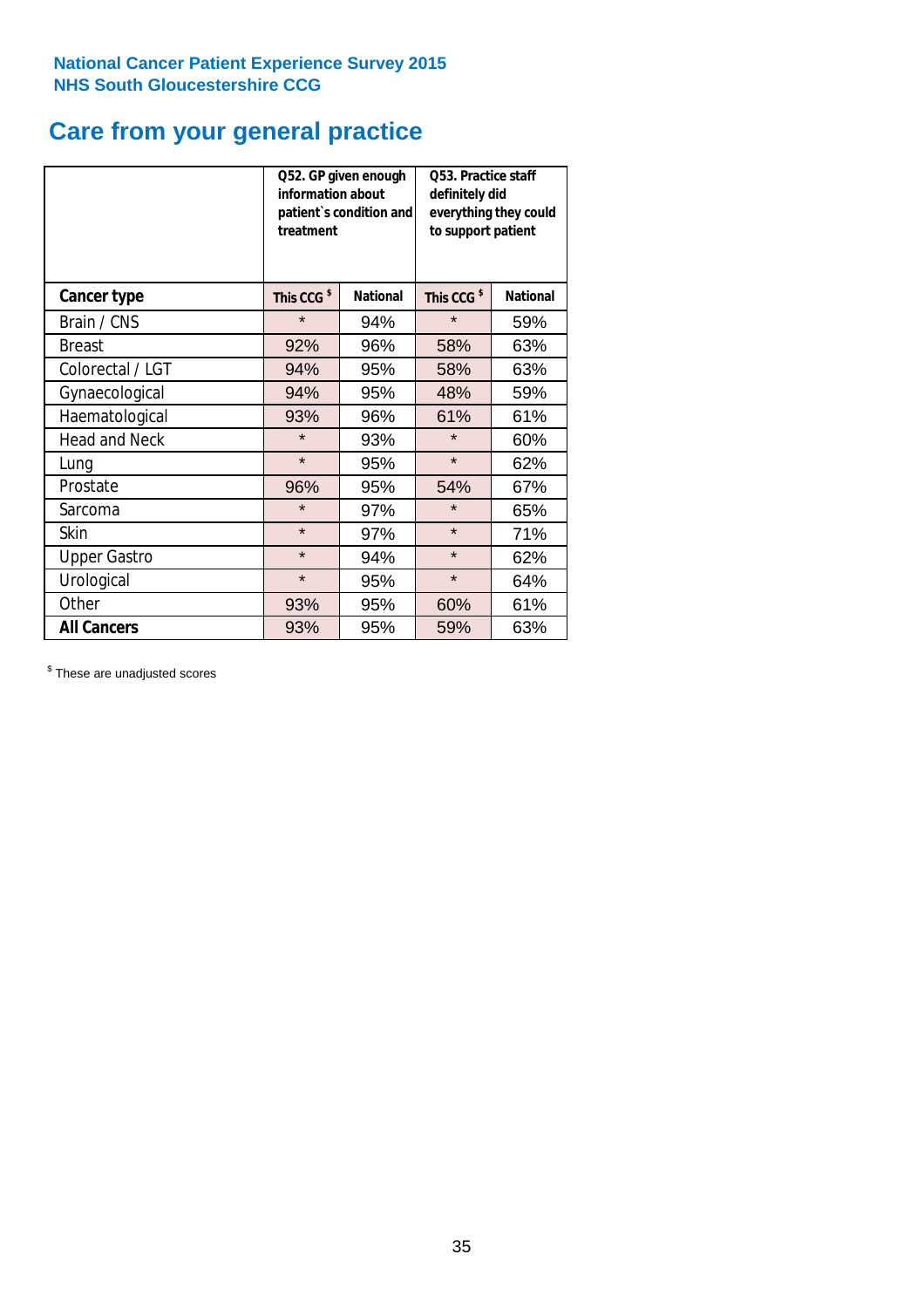**National Cancer Patient Experience Survey 2015**
**NHS South Gloucestershire CCG**

# Care from your general practice

| | Q52. GP given enough information about patient`s condition and treatment | | Q53. Practice staff definitely did everything they could to support patient | |
|---|---|---|---|---|
| **Cancer type** | **This CCG $** | **National** | **This CCG $** | **National** |
| Brain / CNS | * | 94% | * | 59% |
| Breast | 92% | 96% | 58% | 63% |
| Colorectal / LGT | 94% | 95% | 58% | 63% |
| Gynaecological | 94% | 95% | 48% | 59% |
| Haematological | 93% | 96% | 61% | 61% |
| Head and Neck | * | 93% | * | 60% |
| Lung | * | 95% | * | 62% |
| Prostate | 96% | 95% | 54% | 67% |
| Sarcoma | * | 97% | * | 65% |
| Skin | * | 97% | * | 71% |
| Upper Gastro | * | 94% | * | 62% |
| Urological | * | 95% | * | 64% |
| Other | 93% | 95% | 60% | 61% |
| **All Cancers** | 93% | 95% | 59% | 63% |

$ These are unadjusted scores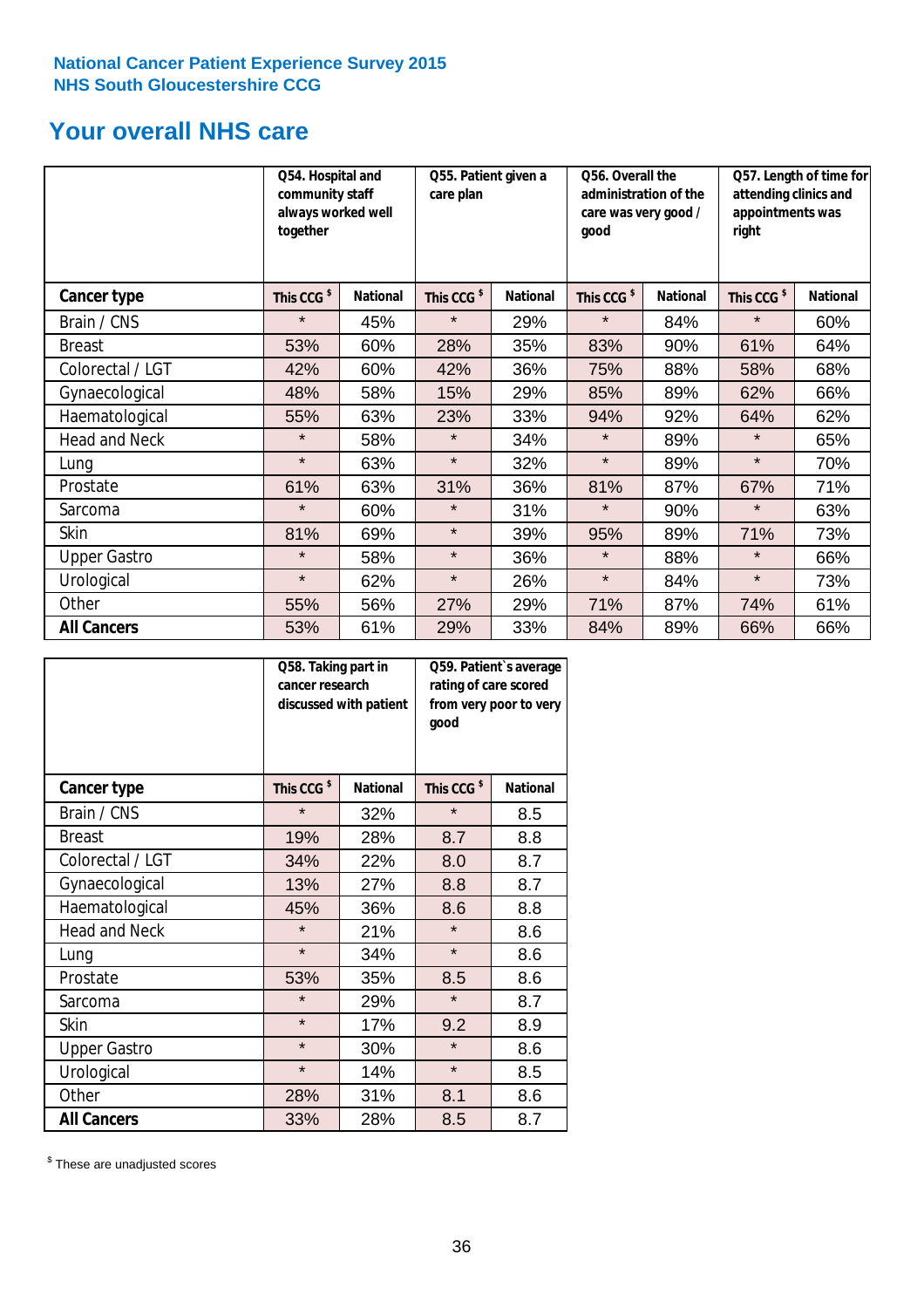National Cancer Patient Experience Survey 2015
NHS South Gloucestershire CCG

# Your overall NHS care

| Cancer type | Q54. Hospital and community staff always worked well together | | Q55. Patient given a care plan | | Q56. Overall the administration of the care was very good / good | | Q57. Length of time for attending clinics and appointments was right | |
|---|---|---|---|---|---|---|---|---|
| | This CCG $ | National | This CCG $ | National | This CCG $ | National | This CCG $ | National |
| Brain / CNS | * | 45% | * | 29% | * | 84% | * | 60% |
| Breast | 53% | 60% | 28% | 35% | 83% | 90% | 61% | 64% |
| Colorectal / LGT | 42% | 60% | 42% | 36% | 75% | 88% | 58% | 68% |
| Gynaecological | 48% | 58% | 15% | 29% | 85% | 89% | 62% | 66% |
| Haematological | 55% | 63% | 23% | 33% | 94% | 92% | 64% | 62% |
| Head and Neck | * | 58% | * | 34% | * | 89% | * | 65% |
| Lung | * | 63% | * | 32% | * | 89% | * | 70% |
| Prostate | 61% | 63% | 31% | 36% | 81% | 87% | 67% | 71% |
| Sarcoma | * | 60% | * | 31% | * | 90% | * | 63% |
| Skin | 81% | 69% | * | 39% | 95% | 89% | 71% | 73% |
| Upper Gastro | * | 58% | * | 36% | * | 88% | * | 66% |
| Urological | * | 62% | * | 26% | * | 84% | * | 73% |
| Other | 55% | 56% | 27% | 29% | 71% | 87% | 74% | 61% |
| **All Cancers** | 53% | 61% | 29% | 33% | 84% | 89% | 66% | 66% |

| Cancer type | Q58. Taking part in cancer research discussed with patient | | Q59. Patient`s average rating of care scored from very poor to very good | |
|---|---|---|---|---|
| | This CCG $ | National | This CCG $ | National |
| Brain / CNS | * | 32% | * | 8.5 |
| Breast | 19% | 28% | 8.7 | 8.8 |
| Colorectal / LGT | 34% | 22% | 8.0 | 8.7 |
| Gynaecological | 13% | 27% | 8.8 | 8.7 |
| Haematological | 45% | 36% | 8.6 | 8.8 |
| Head and Neck | * | 21% | * | 8.6 |
| Lung | * | 34% | * | 8.6 |
| Prostate | 53% | 35% | 8.5 | 8.6 |
| Sarcoma | * | 29% | * | 8.7 |
| Skin | * | 17% | 9.2 | 8.9 |
| Upper Gastro | * | 30% | * | 8.6 |
| Urological | * | 14% | * | 8.5 |
| Other | 28% | 31% | 8.1 | 8.6 |
| **All Cancers** | 33% | 28% | 8.5 | 8.7 |

$ These are unadjusted scores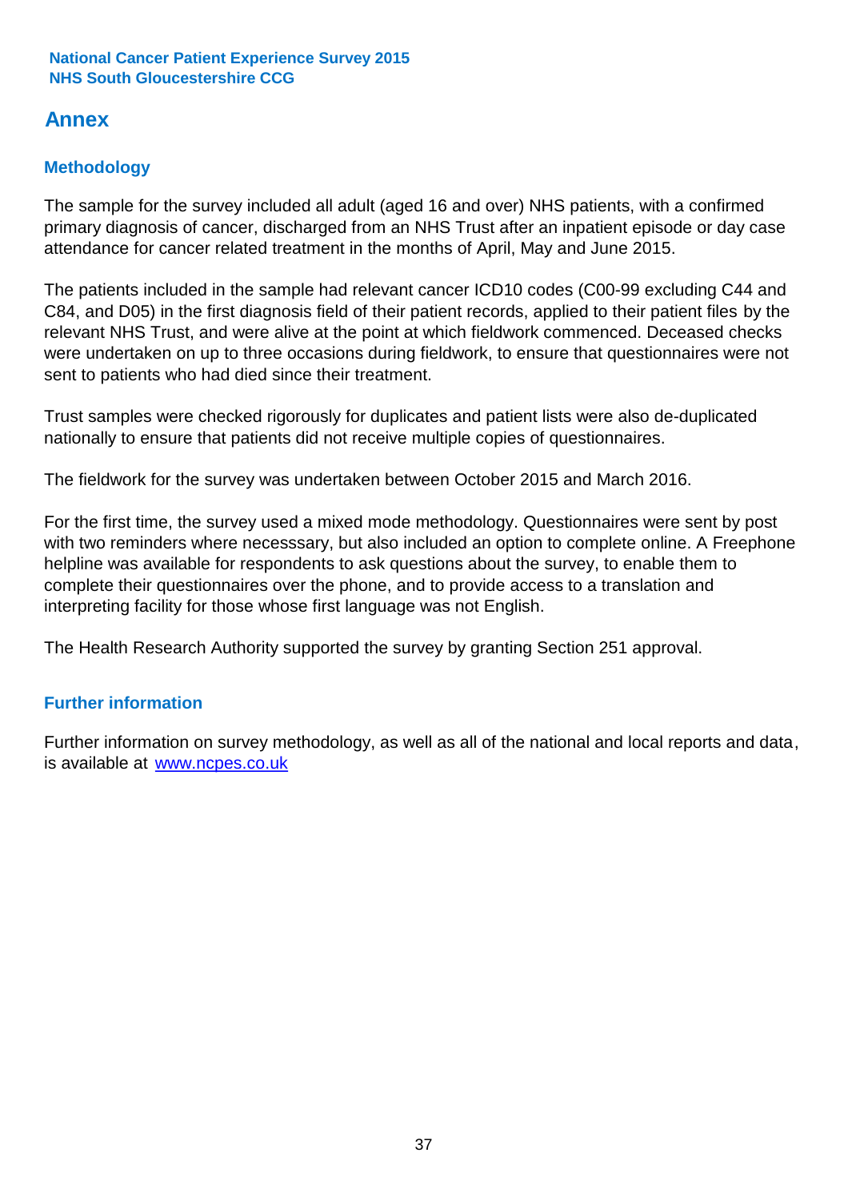## Annex

### Methodology

The sample for the survey included all adult (aged 16 and over) NHS patients, with a confirmed primary diagnosis of cancer, discharged from an NHS Trust after an inpatient episode or day case attendance for cancer related treatment in the months of April, May and June 2015.

The patients included in the sample had relevant cancer ICD10 codes (C00-99 excluding C44 and C84, and D05) in the first diagnosis field of their patient records, applied to their patient files by the relevant NHS Trust, and were alive at the point at which fieldwork commenced. Deceased checks were undertaken on up to three occasions during fieldwork, to ensure that questionnaires were not sent to patients who had died since their treatment.

Trust samples were checked rigorously for duplicates and patient lists were also de-duplicated nationally to ensure that patients did not receive multiple copies of questionnaires.

The fieldwork for the survey was undertaken between October 2015 and March 2016.

For the first time, the survey used a mixed mode methodology. Questionnaires were sent by post with two reminders where necesssary, but also included an option to complete online. A Freephone helpline was available for respondents to ask questions about the survey, to enable them to complete their questionnaires over the phone, and to provide access to a translation and interpreting facility for those whose first language was not English.

The Health Research Authority supported the survey by granting Section 251 approval.

### Further information

Further information on survey methodology, as well as all of the national and local reports and data, is available at [www.ncpes.co.uk](www.ncpes.co.uk)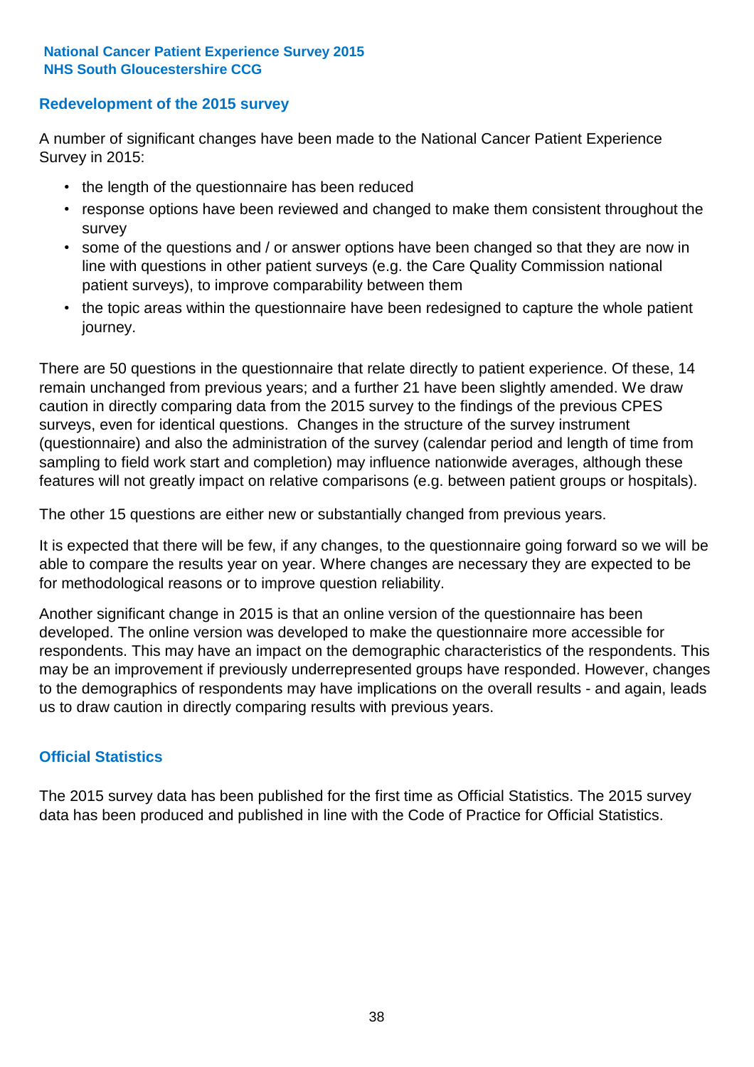## Redevelopment of the 2015 survey

A number of significant changes have been made to the National Cancer Patient Experience Survey in 2015:

- the length of the questionnaire has been reduced
- response options have been reviewed and changed to make them consistent throughout the survey
- some of the questions and / or answer options have been changed so that they are now in line with questions in other patient surveys (e.g. the Care Quality Commission national patient surveys), to improve comparability between them
- the topic areas within the questionnaire have been redesigned to capture the whole patient journey.

There are 50 questions in the questionnaire that relate directly to patient experience. Of these, 14 remain unchanged from previous years; and a further 21 have been slightly amended. We draw caution in directly comparing data from the 2015 survey to the findings of the previous CPES surveys, even for identical questions. Changes in the structure of the survey instrument (questionnaire) and also the administration of the survey (calendar period and length of time from sampling to field work start and completion) may influence nationwide averages, although these features will not greatly impact on relative comparisons (e.g. between patient groups or hospitals).

The other 15 questions are either new or substantially changed from previous years.

It is expected that there will be few, if any changes, to the questionnaire going forward so we will be able to compare the results year on year. Where changes are necessary they are expected to be for methodological reasons or to improve question reliability.

Another significant change in 2015 is that an online version of the questionnaire has been developed. The online version was developed to make the questionnaire more accessible for respondents. This may have an impact on the demographic characteristics of the respondents. This may be an improvement if previously underrepresented groups have responded. However, changes to the demographics of respondents may have implications on the overall results - and again, leads us to draw caution in directly comparing results with previous years.

## Official Statistics

The 2015 survey data has been published for the first time as Official Statistics. The 2015 survey data has been produced and published in line with the Code of Practice for Official Statistics.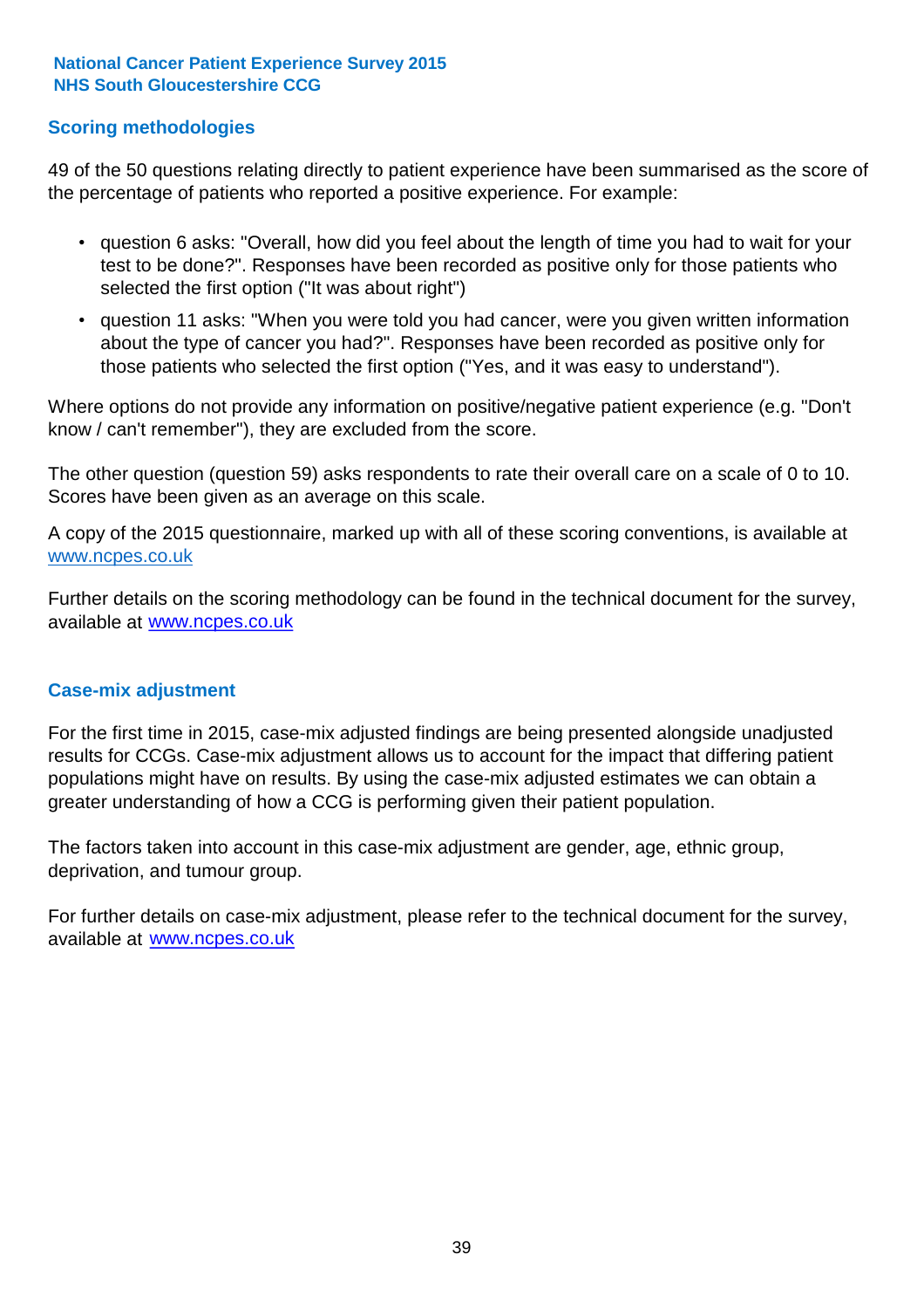## Scoring methodologies

49 of the 50 questions relating directly to patient experience have been summarised as the score of the percentage of patients who reported a positive experience. For example:

- question 6 asks: "Overall, how did you feel about the length of time you had to wait for your test to be done?". Responses have been recorded as positive only for those patients who selected the first option ("It was about right")
- question 11 asks: "When you were told you had cancer, were you given written information about the type of cancer you had?". Responses have been recorded as positive only for those patients who selected the first option ("Yes, and it was easy to understand").

Where options do not provide any information on positive/negative patient experience (e.g. "Don't know / can't remember"), they are excluded from the score.

The other question (question 59) asks respondents to rate their overall care on a scale of 0 to 10. Scores have been given as an average on this scale.

A copy of the 2015 questionnaire, marked up with all of these scoring conventions, is available at www.ncpes.co.uk

Further details on the scoring methodology can be found in the technical document for the survey, available at www.ncpes.co.uk

## Case-mix adjustment

For the first time in 2015, case-mix adjusted findings are being presented alongside unadjusted results for CCGs. Case-mix adjustment allows us to account for the impact that differing patient populations might have on results. By using the case-mix adjusted estimates we can obtain a greater understanding of how a CCG is performing given their patient population.

The factors taken into account in this case-mix adjustment are gender, age, ethnic group, deprivation, and tumour group.

For further details on case-mix adjustment, please refer to the technical document for the survey, available at www.ncpes.co.uk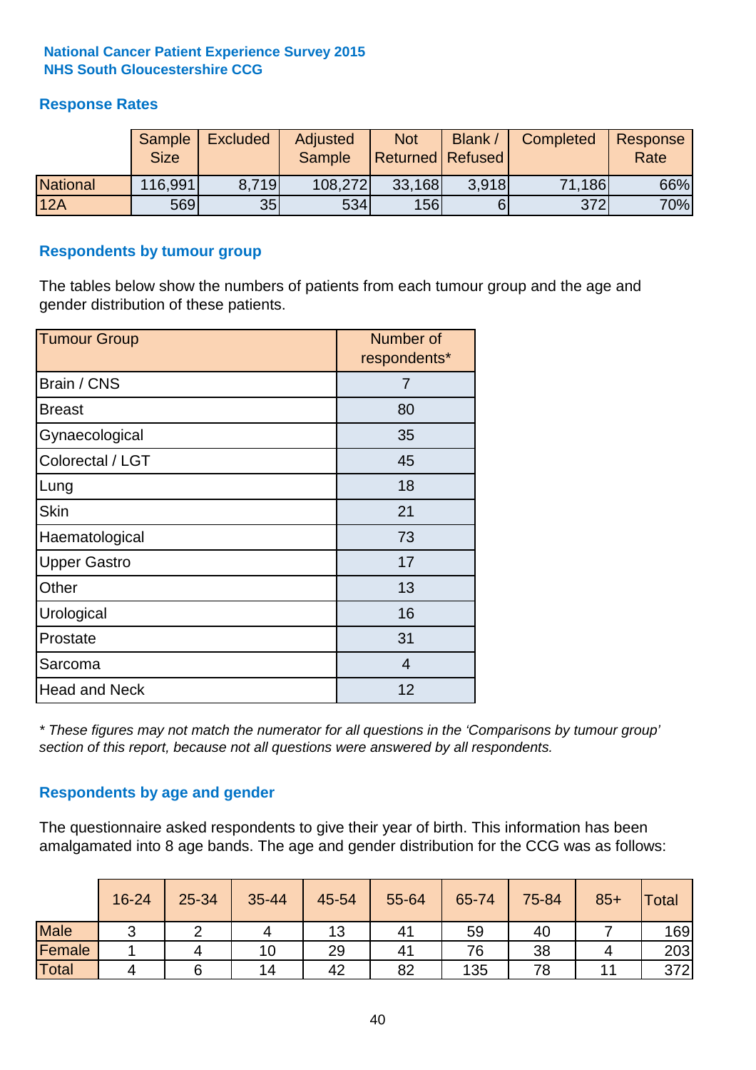**National Cancer Patient Experience Survey 2015**
**NHS South Gloucestershire CCG**

## Response Rates

| | Sample Size | Excluded | Adjusted Sample | Not Returned | Blank / Refused | Completed | Response Rate |
|---|---|---|---|---|---|---|---|
| National | 116,991 | 8,719 | 108,272 | 33,168 | 3,918 | 71,186 | 66% |
| 12A | 569 | 35 | 534 | 156 | 6 | 372 | 70% |

## Respondents by tumour group

The tables below show the numbers of patients from each tumour group and the age and gender distribution of these patients.

| Tumour Group | Number of respondents* |
|---|---|
| Brain / CNS | 7 |
| Breast | 80 |
| Gynaecological | 35 |
| Colorectal / LGT | 45 |
| Lung | 18 |
| Skin | 21 |
| Haematological | 73 |
| Upper Gastro | 17 |
| Other | 13 |
| Urological | 16 |
| Prostate | 31 |
| Sarcoma | 4 |
| Head and Neck | 12 |

*\* These figures may not match the numerator for all questions in the 'Comparisons by tumour group' section of this report, because not all questions were answered by all respondents.*

## Respondents by age and gender

The questionnaire asked respondents to give their year of birth. This information has been amalgamated into 8 age bands. The age and gender distribution for the CCG was as follows:

| | 16-24 | 25-34 | 35-44 | 45-54 | 55-64 | 65-74 | 75-84 | 85+ | Total |
|---|---|---|---|---|---|---|---|---|---|
| Male | 3 | 2 | 4 | 13 | 41 | 59 | 40 | 7 | 169 |
| Female | 1 | 4 | 10 | 29 | 41 | 76 | 38 | 4 | 203 |
| Total | 4 | 6 | 14 | 42 | 82 | 135 | 78 | 11 | 372 |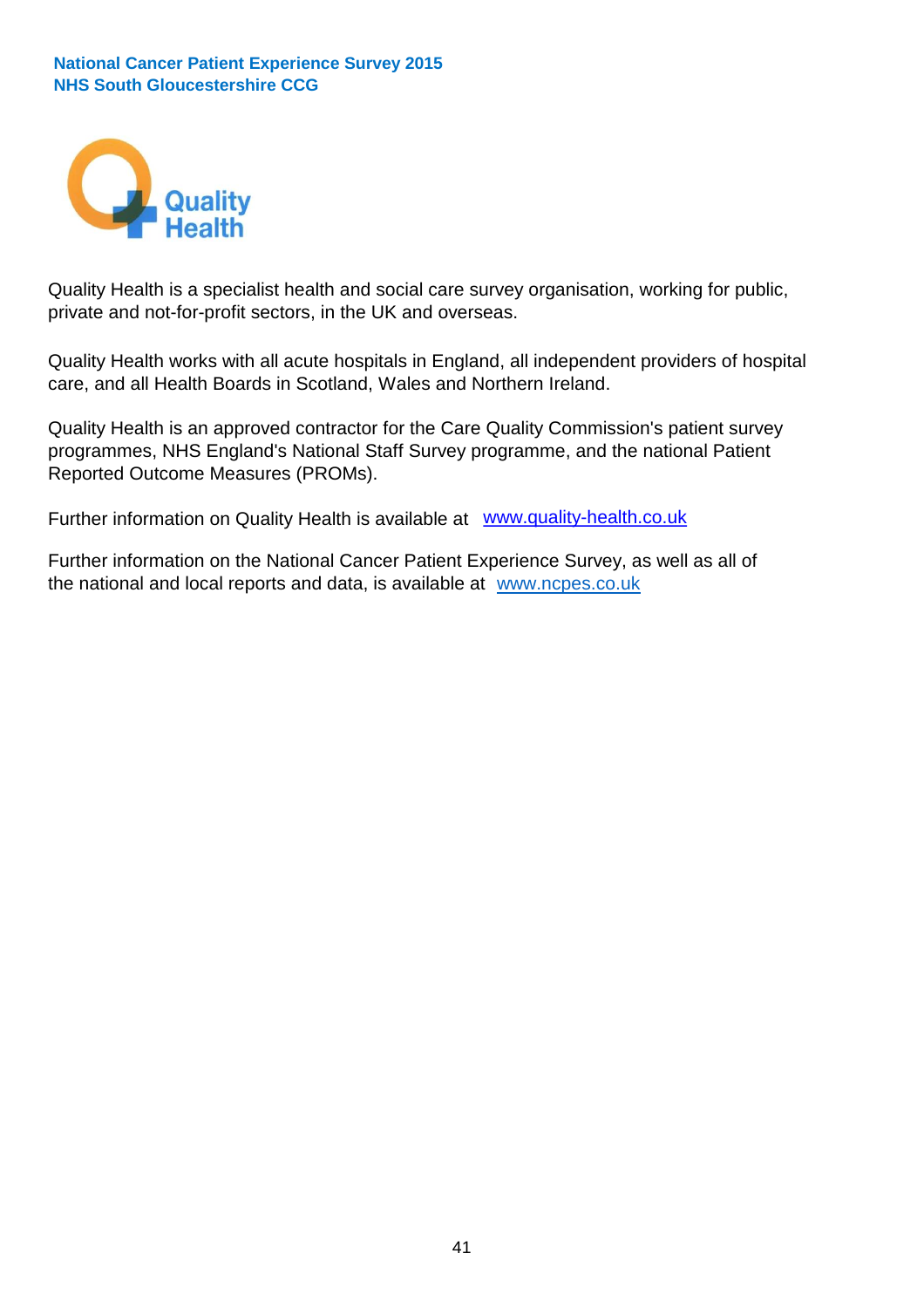Quality Health

Quality Health is a specialist health and social care survey organisation, working for public, private and not-for-profit sectors, in the UK and overseas.

Quality Health works with all acute hospitals in England, all independent providers of hospital care, and all Health Boards in Scotland, Wales and Northern Ireland.

Quality Health is an approved contractor for the Care Quality Commission's patient survey programmes, NHS England's National Staff Survey programme, and the national Patient Reported Outcome Measures (PROMs).

Further information on Quality Health is available at www.quality-health.co.uk

Further information on the National Cancer Patient Experience Survey, as well as all of the national and local reports and data, is available at www.ncpes.co.uk